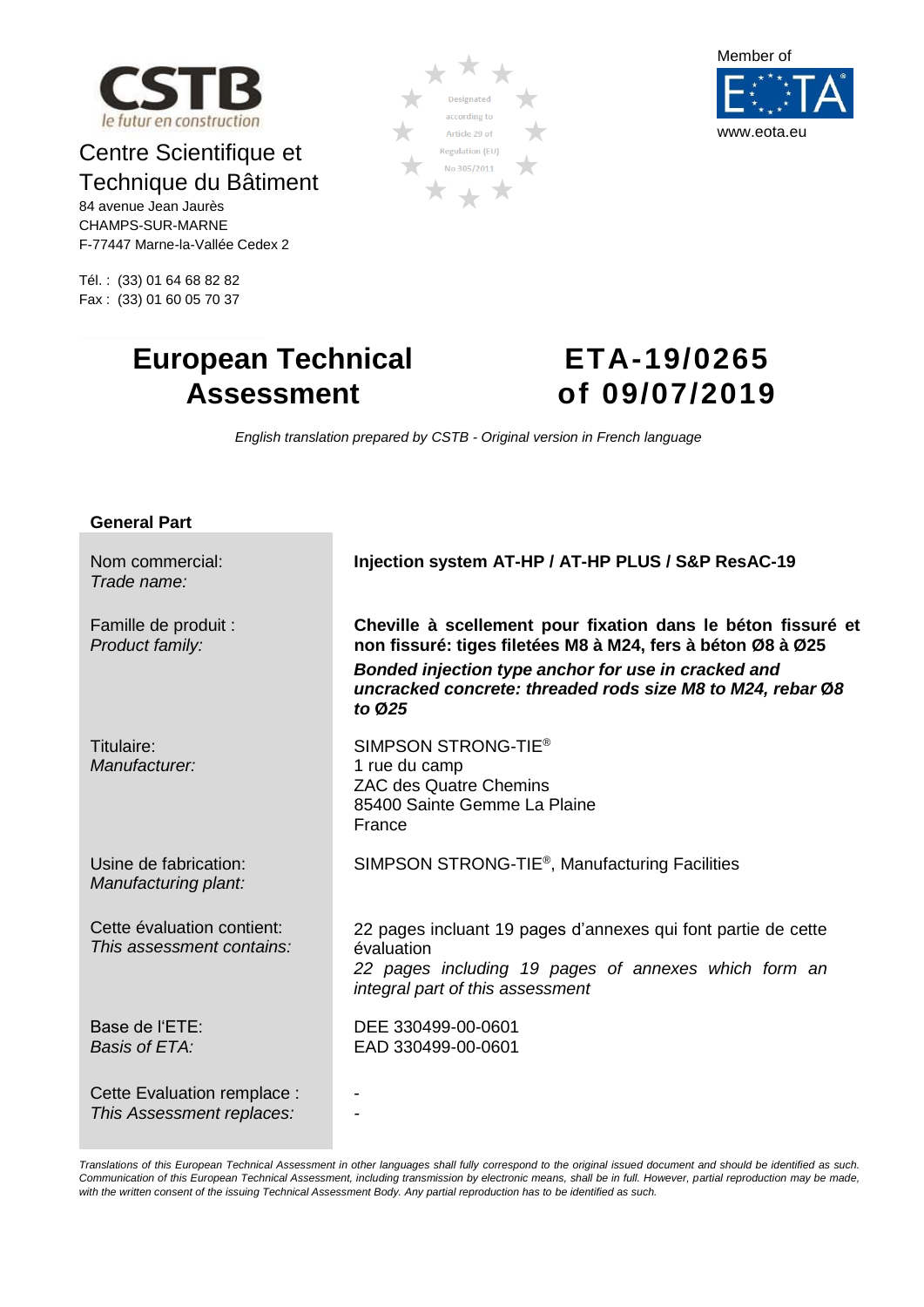CSTB
le futur en construction

Centre Scientifique et Technique du Bâtiment
84 avenue Jean Jaurès
CHAMPS-SUR-MARNE
F-77447 Marne-la-Vallée Cedex 2

Tél. : (33) 01 64 68 82 82
Fax : (33) 01 60 05 70 37

Designated according to Article 29 of Regulation (EU) No 305/2011

Member of EOTA
www.eota.eu

# European Technical Assessment

# ETA-19/0265 of 09/07/2019

*English translation prepared by CSTB - Original version in French language*

**General Part**

| | |
|---|---|
| Nom commercial:<br>*Trade name:* | **Injection system AT-HP / AT-HP PLUS / S&P ResAC-19** |
| Famille de produit :<br>*Product family:* | **Cheville à scellement pour fixation dans le béton fissuré et non fissuré: tiges filetées M8 à M24, fers à béton Ø8 à Ø25**<br>***Bonded injection type anchor for use in cracked and uncracked concrete: threaded rods size M8 to M24, rebar Ø8 to Ø25*** |
| Titulaire:<br>*Manufacturer:* | SIMPSON STRONG-TIE®<br>1 rue du camp<br>ZAC des Quatre Chemins<br>85400 Sainte Gemme La Plaine<br>France |
| Usine de fabrication:<br>*Manufacturing plant:* | SIMPSON STRONG-TIE®, Manufacturing Facilities |
| Cette évaluation contient:<br>*This assessment contains:* | 22 pages incluant 19 pages d'annexes qui font partie de cette évaluation<br>*22 pages including 19 pages of annexes which form an integral part of this assessment* |
| Base de l'ETE:<br>*Basis of ETA:* | DEE 330499-00-0601<br>EAD 330499-00-0601 |
| Cette Evaluation remplace :<br>*This Assessment replaces:* | -<br>- |

*Translations of this European Technical Assessment in other languages shall fully correspond to the original issued document and should be identified as such. Communication of this European Technical Assessment, including transmission by electronic means, shall be in full. However, partial reproduction may be made, with the written consent of the issuing Technical Assessment Body. Any partial reproduction has to be identified as such.*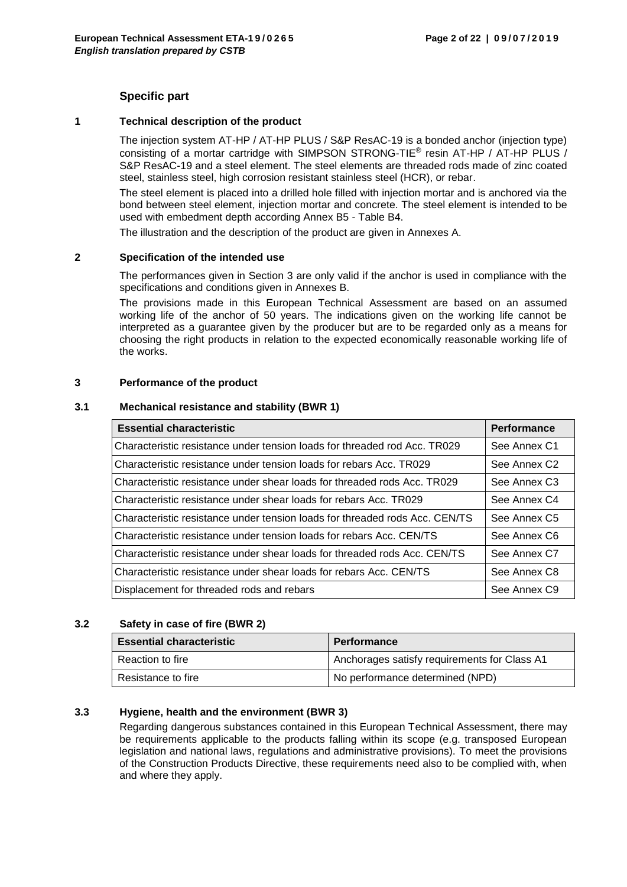## Specific part

### 1 Technical description of the product

The injection system AT-HP / AT-HP PLUS / S&P ResAC-19 is a bonded anchor (injection type) consisting of a mortar cartridge with SIMPSON STRONG-TIE® resin AT-HP / AT-HP PLUS / S&P ResAC-19 and a steel element. The steel elements are threaded rods made of zinc coated steel, stainless steel, high corrosion resistant stainless steel (HCR), or rebar.

The steel element is placed into a drilled hole filled with injection mortar and is anchored via the bond between steel element, injection mortar and concrete. The steel element is intended to be used with embedment depth according Annex B5 - Table B4.

The illustration and the description of the product are given in Annexes A.

### 2 Specification of the intended use

The performances given in Section 3 are only valid if the anchor is used in compliance with the specifications and conditions given in Annexes B.

The provisions made in this European Technical Assessment are based on an assumed working life of the anchor of 50 years. The indications given on the working life cannot be interpreted as a guarantee given by the producer but are to be regarded only as a means for choosing the right products in relation to the expected economically reasonable working life of the works.

### 3 Performance of the product

#### 3.1 Mechanical resistance and stability (BWR 1)

| Essential characteristic | Performance |
|---|---|
| Characteristic resistance under tension loads for threaded rod Acc. TR029 | See Annex C1 |
| Characteristic resistance under tension loads for rebars Acc. TR029 | See Annex C2 |
| Characteristic resistance under shear loads for threaded rods Acc. TR029 | See Annex C3 |
| Characteristic resistance under shear loads for rebars Acc. TR029 | See Annex C4 |
| Characteristic resistance under tension loads for threaded rods Acc. CEN/TS | See Annex C5 |
| Characteristic resistance under tension loads for rebars Acc. CEN/TS | See Annex C6 |
| Characteristic resistance under shear loads for threaded rods Acc. CEN/TS | See Annex C7 |
| Characteristic resistance under shear loads for rebars Acc. CEN/TS | See Annex C8 |
| Displacement for threaded rods and rebars | See Annex C9 |

#### 3.2 Safety in case of fire (BWR 2)

| Essential characteristic | Performance |
|---|---|
| Reaction to fire | Anchorages satisfy requirements for Class A1 |
| Resistance to fire | No performance determined (NPD) |

#### 3.3 Hygiene, health and the environment (BWR 3)

Regarding dangerous substances contained in this European Technical Assessment, there may be requirements applicable to the products falling within its scope (e.g. transposed European legislation and national laws, regulations and administrative provisions). To meet the provisions of the Construction Products Directive, these requirements need also to be complied with, when and where they apply.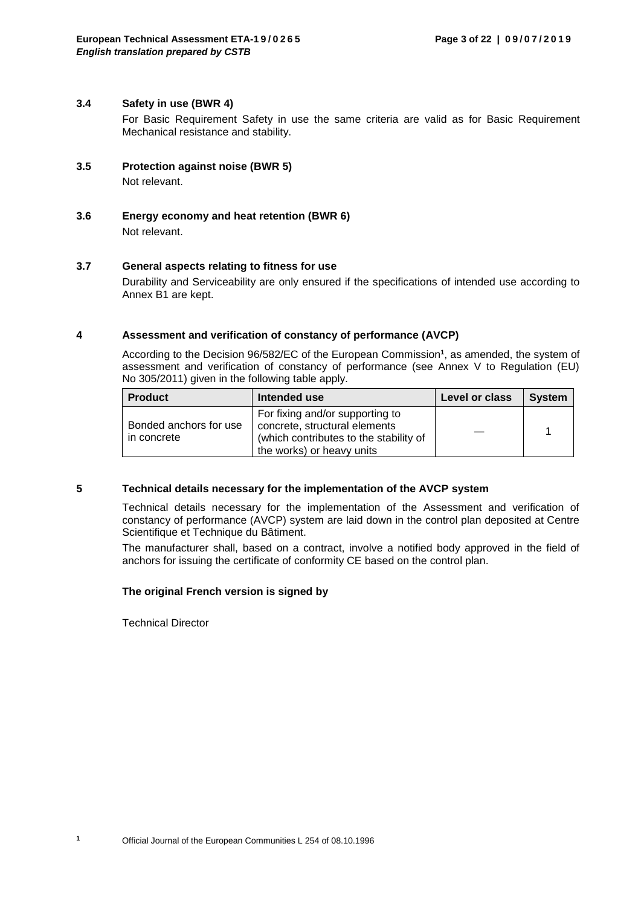### 3.4 Safety in use (BWR 4)

For Basic Requirement Safety in use the same criteria are valid as for Basic Requirement Mechanical resistance and stability.

### 3.5 Protection against noise (BWR 5)

Not relevant.

### 3.6 Energy economy and heat retention (BWR 6)

Not relevant.

### 3.7 General aspects relating to fitness for use

Durability and Serviceability are only ensured if the specifications of intended use according to Annex B1 are kept.

## 4 Assessment and verification of constancy of performance (AVCP)

According to the Decision 96/582/EC of the European Commission[1], as amended, the system of assessment and verification of constancy of performance (see Annex V to Regulation (EU) No 305/2011) given in the following table apply.

| Product | Intended use | Level or class | System |
| --- | --- | --- | --- |
| Bonded anchors for use in concrete | For fixing and/or supporting to concrete, structural elements (which contributes to the stability of the works) or heavy units | — | 1 |

## 5 Technical details necessary for the implementation of the AVCP system

Technical details necessary for the implementation of the Assessment and verification of constancy of performance (AVCP) system are laid down in the control plan deposited at Centre Scientifique et Technique du Bâtiment.

The manufacturer shall, based on a contract, involve a notified body approved in the field of anchors for issuing the certificate of conformity CE based on the control plan.

**The original French version is signed by**

Technical Director

[1] Official Journal of the European Communities L 254 of 08.10.1996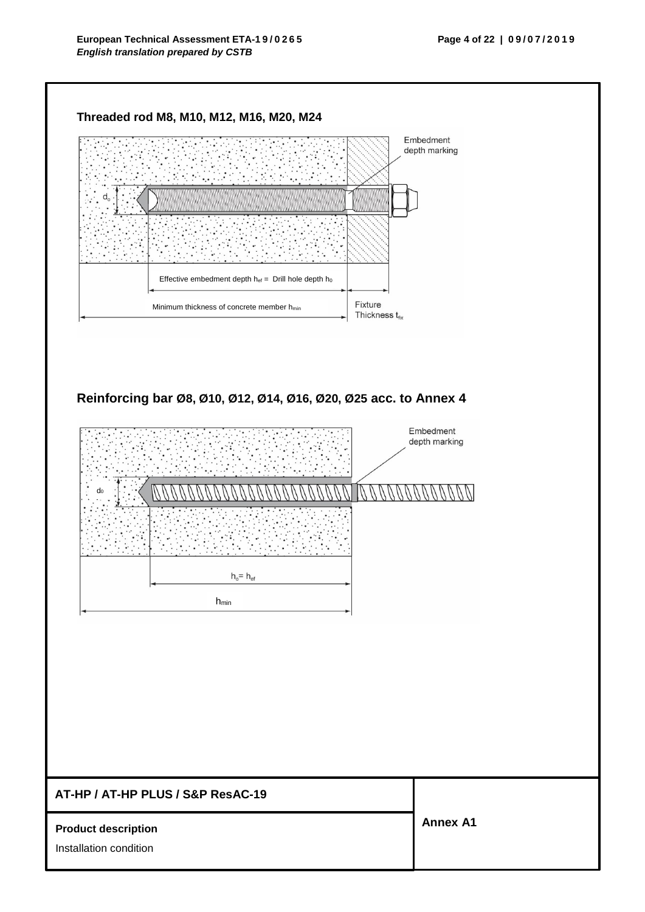### Threaded rod M8, M10, M12, M16, M20, M24

Embedment depth marking

$d_0$

Effective embedment depth $h_{ef}$ = Drill hole depth $h_0$

Minimum thickness of concrete member $h_{min}$

Fixture Thickness $t_{fix}$

### Reinforcing bar Ø8, Ø10, Ø12, Ø14, Ø16, Ø20, Ø25 acc. to Annex 4

Embedment depth marking

$d_0$

$h_0 = h_{ef}$

$h_{min}$

| AT-HP / AT-HP PLUS / S&P ResAC-19 | |
|---|---|
| **Product description**<br>Installation condition | **Annex A1** |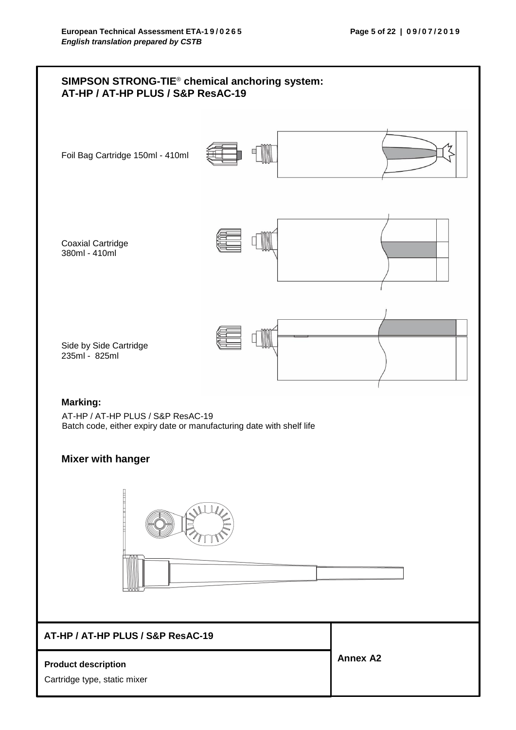## SIMPSON STRONG-TIE® chemical anchoring system: AT-HP / AT-HP PLUS / S&P ResAC-19

Foil Bag Cartridge 150ml - 410ml

Coaxial Cartridge
380ml - 410ml

Side by Side Cartridge
235ml - 825ml

### Marking:

AT-HP / AT-HP PLUS / S&P ResAC-19
Batch code, either expiry date or manufacturing date with shelf life

### Mixer with hanger

| AT-HP / AT-HP PLUS / S&P ResAC-19 | Annex A2 |
|---|---|
| **Product description**<br>Cartridge type, static mixer | |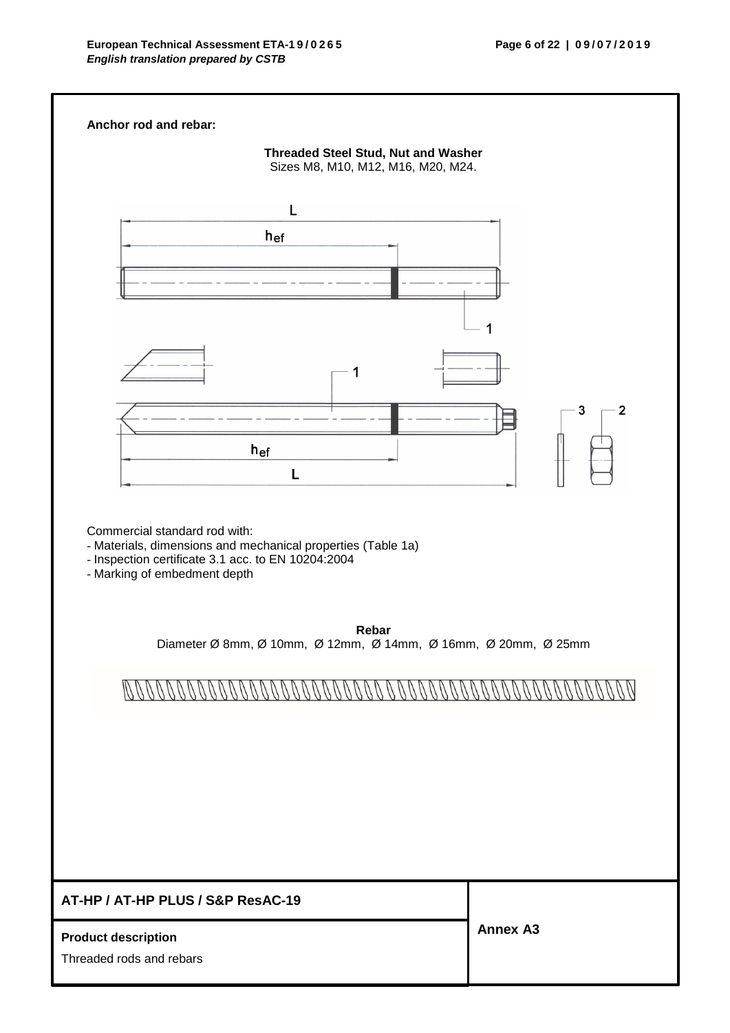**Anchor rod and rebar:**

**Threaded Steel Stud, Nut and Washer**
Sizes M8, M10, M12, M16, M20, M24.

Commercial standard rod with:

- Materials, dimensions and mechanical properties (Table 1a)
- Inspection certificate 3.1 acc. to EN 10204:2004
- Marking of embedment depth

**Rebar**
Diameter Ø 8mm, Ø 10mm, Ø 12mm, Ø 14mm, Ø 16mm, Ø 20mm, Ø 25mm

**AT-HP / AT-HP PLUS / S&P ResAC-19**

**Product description**

Threaded rods and rebars

**Annex A3**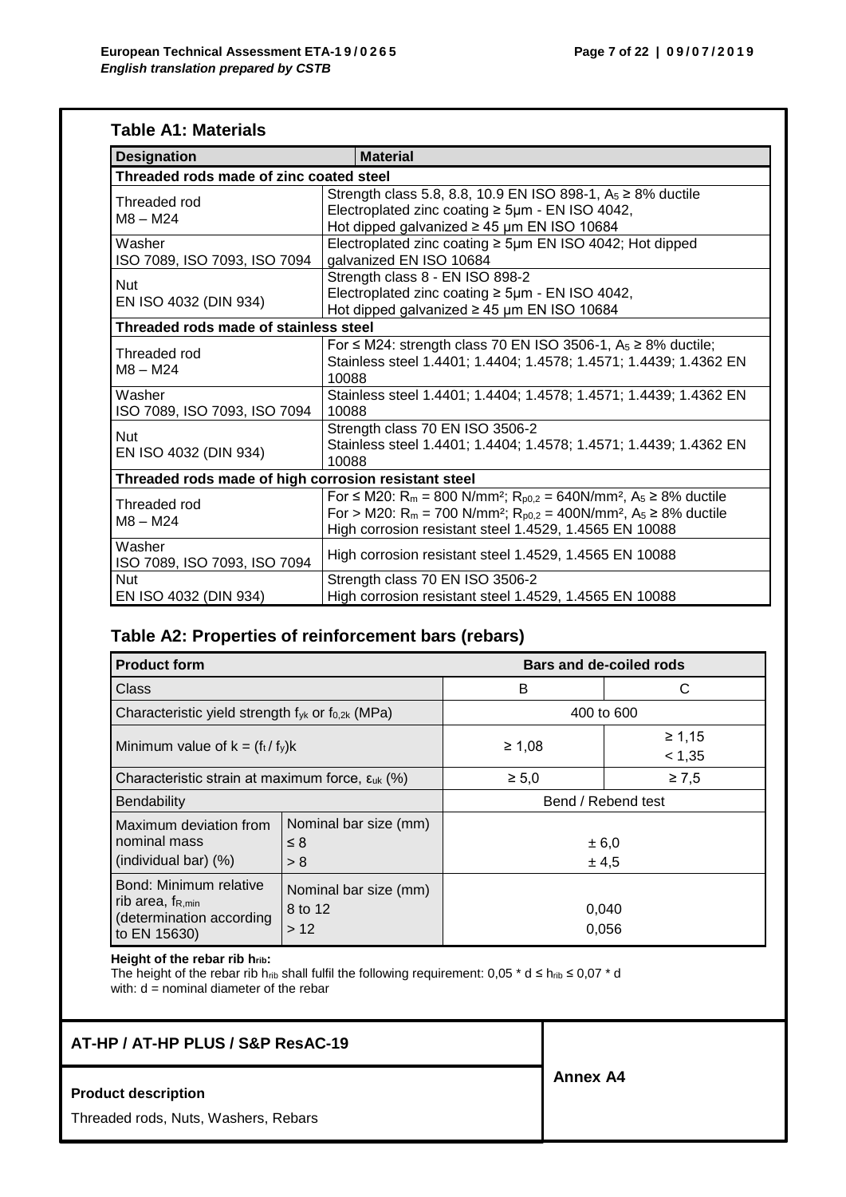## Table A1: Materials

| Designation | Material |
|---|---|
| **Threaded rods made of zinc coated steel** | |
| Threaded rod M8 – M24 | Strength class 5.8, 8.8, 10.9 EN ISO 898-1, $A_5$ ≥ 8% ductile<br>Electroplated zinc coating ≥ 5µm - EN ISO 4042,<br>Hot dipped galvanized ≥ 45 µm EN ISO 10684 |
| Washer ISO 7089, ISO 7093, ISO 7094 | Electroplated zinc coating ≥ 5µm EN ISO 4042; Hot dipped galvanized EN ISO 10684 |
| Nut EN ISO 4032 (DIN 934) | Strength class 8 - EN ISO 898-2<br>Electroplated zinc coating ≥ 5µm - EN ISO 4042,<br>Hot dipped galvanized ≥ 45 µm EN ISO 10684 |
| **Threaded rods made of stainless steel** | |
| Threaded rod M8 – M24 | For ≤ M24: strength class 70 EN ISO 3506-1, $A_5$ ≥ 8% ductile;<br>Stainless steel 1.4401; 1.4404; 1.4578; 1.4571; 1.4439; 1.4362 EN 10088 |
| Washer ISO 7089, ISO 7093, ISO 7094 | Stainless steel 1.4401; 1.4404; 1.4578; 1.4571; 1.4439; 1.4362 EN 10088 |
| Nut EN ISO 4032 (DIN 934) | Strength class 70 EN ISO 3506-2<br>Stainless steel 1.4401; 1.4404; 1.4578; 1.4571; 1.4439; 1.4362 EN 10088 |
| **Threaded rods made of high corrosion resistant steel** | |
| Threaded rod M8 – M24 | For ≤ M20: $R_m$ = 800 N/mm²; $R_{p0,2}$ = 640N/mm², $A_5$ ≥ 8% ductile<br>For > M20: $R_m$ = 700 N/mm²; $R_{p0,2}$ = 400N/mm², $A_5$ ≥ 8% ductile<br>High corrosion resistant steel 1.4529, 1.4565 EN 10088 |
| Washer ISO 7089, ISO 7093, ISO 7094 | High corrosion resistant steel 1.4529, 1.4565 EN 10088 |
| Nut EN ISO 4032 (DIN 934) | Strength class 70 EN ISO 3506-2<br>High corrosion resistant steel 1.4529, 1.4565 EN 10088 |

## Table A2: Properties of reinforcement bars (rebars)

| **Product form** | | **Bars and de-coiled rods** | |
|---|---|---|---|
| Class | | B | C |
| Characteristic yield strength $f_{yk}$ or $f_{0,2k}$ (MPa) | | 400 to 600 | |
| Minimum value of $k = (f_t / f_y)k$ | | ≥ 1,08 | ≥ 1,15<br>< 1,35 |
| Characteristic strain at maximum force, $\varepsilon_{uk}$ (%) | | ≥ 5,0 | ≥ 7,5 |
| Bendability | | Bend / Rebend test | |
| Maximum deviation from nominal mass (individual bar) (%) | Nominal bar size (mm)<br>≤ 8<br>> 8 | ± 6,0<br>± 4,5 | |
| Bond: Minimum relative rib area, $f_{R,min}$ (determination according to EN 15630) | Nominal bar size (mm)<br>8 to 12<br>> 12 | 0,040<br>0,056 | |

**Height of the rebar rib $h_{rib}$:**
The height of the rebar rib $h_{rib}$ shall fulfil the following requirement: $0,05 * d \leq h_{rib} \leq 0,07 * d$
with: d = nominal diameter of the rebar

**AT-HP / AT-HP PLUS / S&P ResAC-19**

**Product description**

Threaded rods, Nuts, Washers, Rebars

**Annex A4**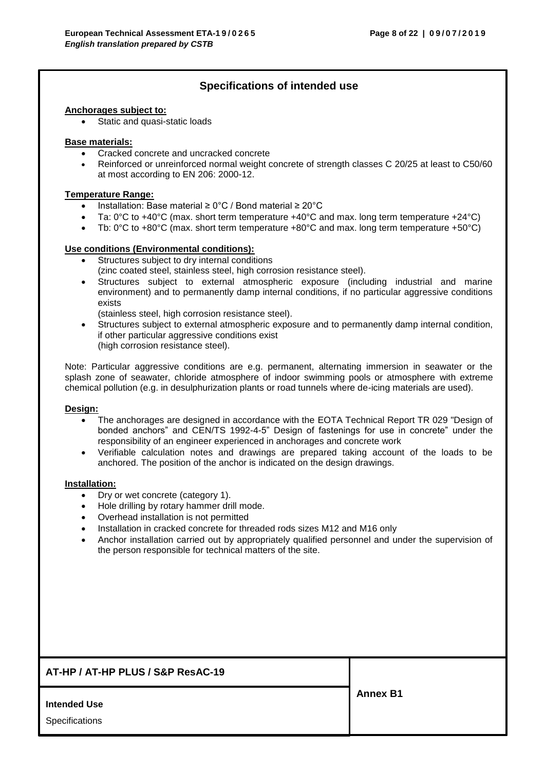## Specifications of intended use

**Anchorages subject to:**

- Static and quasi-static loads

**Base materials:**

- Cracked concrete and uncracked concrete
- Reinforced or unreinforced normal weight concrete of strength classes C 20/25 at least to C50/60 at most according to EN 206: 2000-12.

**Temperature Range:**

- Installation: Base material ≥ 0°C / Bond material ≥ 20°C
- Ta: 0°C to +40°C (max. short term temperature +40°C and max. long term temperature +24°C)
- Tb: 0°C to +80°C (max. short term temperature +80°C and max. long term temperature +50°C)

**Use conditions (Environmental conditions):**

- Structures subject to dry internal conditions
  (zinc coated steel, stainless steel, high corrosion resistance steel).
- Structures subject to external atmospheric exposure (including industrial and marine environment) and to permanently damp internal conditions, if no particular aggressive conditions exists
  (stainless steel, high corrosion resistance steel).
- Structures subject to external atmospheric exposure and to permanently damp internal condition, if other particular aggressive conditions exist
  (high corrosion resistance steel).

Note: Particular aggressive conditions are e.g. permanent, alternating immersion in seawater or the splash zone of seawater, chloride atmosphere of indoor swimming pools or atmosphere with extreme chemical pollution (e.g. in desulphurization plants or road tunnels where de-icing materials are used).

**Design:**

- The anchorages are designed in accordance with the EOTA Technical Report TR 029 "Design of bonded anchors" and CEN/TS 1992-4-5" Design of fastenings for use in concrete" under the responsibility of an engineer experienced in anchorages and concrete work
- Verifiable calculation notes and drawings are prepared taking account of the loads to be anchored. The position of the anchor is indicated on the design drawings.

**Installation:**

- Dry or wet concrete (category 1).
- Hole drilling by rotary hammer drill mode.
- Overhead installation is not permitted
- Installation in cracked concrete for threaded rods sizes M12 and M16 only
- Anchor installation carried out by appropriately qualified personnel and under the supervision of the person responsible for technical matters of the site.

| **AT-HP / AT-HP PLUS / S&P ResAC-19** | **Annex B1** |
|---|---|
| **Intended Use**<br>Specifications | |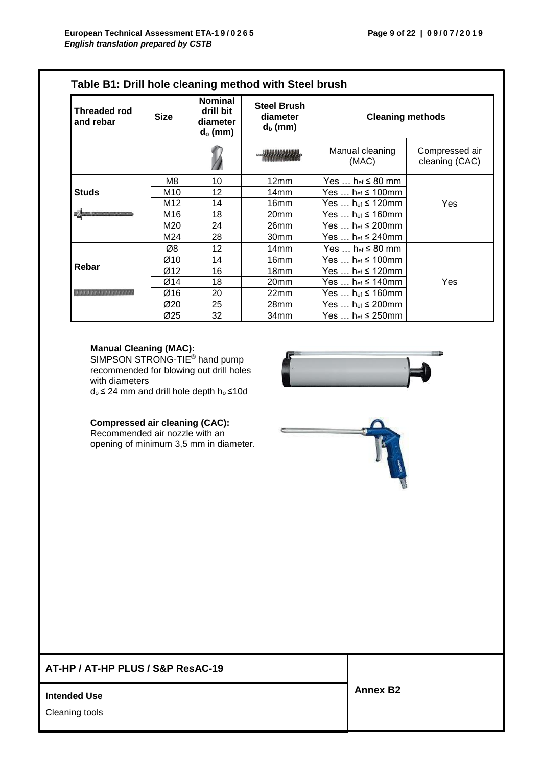## Table B1: Drill hole cleaning method with Steel brush

| Threaded rod and rebar | Size | Nominal drill bit diameter $d_o$ (mm) | Steel Brush diameter $d_b$ (mm) | Cleaning methods | |
|---|---|---|---|---|---|
| | | | | Manual cleaning (MAC) | Compressed air cleaning (CAC) |
| **Studs** | M8 | 10 | 12mm | Yes … $h_{ef}$ ≤ 80 mm | Yes |
| | M10 | 12 | 14mm | Yes … $h_{ef}$ ≤ 100mm | |
| | M12 | 14 | 16mm | Yes … $h_{ef}$ ≤ 120mm | |
| | M16 | 18 | 20mm | Yes … $h_{ef}$ ≤ 160mm | |
| | M20 | 24 | 26mm | Yes … $h_{ef}$ ≤ 200mm | |
| | M24 | 28 | 30mm | Yes … $h_{ef}$ ≤ 240mm | |
| **Rebar** | Ø8 | 12 | 14mm | Yes … $h_{ef}$ ≤ 80 mm | Yes |
| | Ø10 | 14 | 16mm | Yes … $h_{ef}$ ≤ 100mm | |
| | Ø12 | 16 | 18mm | Yes … $h_{ef}$ ≤ 120mm | |
| | Ø14 | 18 | 20mm | Yes … $h_{ef}$ ≤ 140mm | |
| | Ø16 | 20 | 22mm | Yes … $h_{ef}$ ≤ 160mm | |
| | Ø20 | 25 | 28mm | Yes … $h_{ef}$ ≤ 200mm | |
| | Ø25 | 32 | 34mm | Yes … $h_{ef}$ ≤ 250mm | |

**Manual Cleaning (MAC):**
SIMPSON STRONG-TIE® hand pump recommended for blowing out drill holes with diameters $d_o$ ≤ 24 mm and drill hole depth $h_o$ ≤10d

**Compressed air cleaning (CAC):**
Recommended air nozzle with an opening of minimum 3,5 mm in diameter.

**AT-HP / AT-HP PLUS / S&P ResAC-19**

**Intended Use**

Cleaning tools

**Annex B2**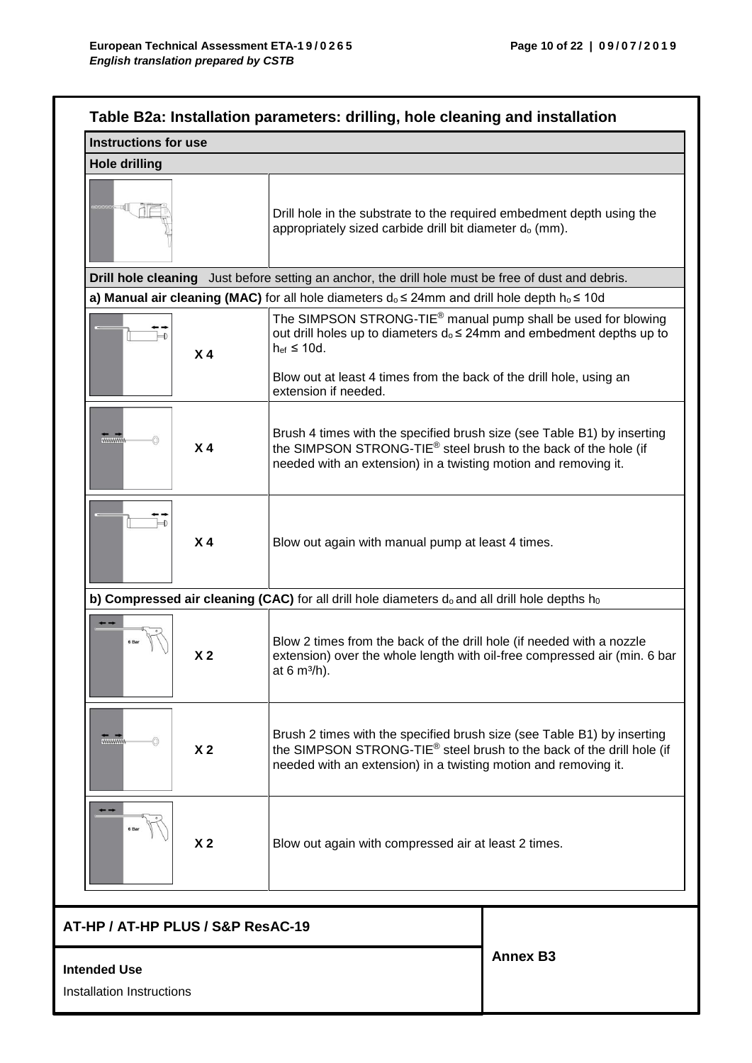## Table B2a: Installation parameters: drilling, hole cleaning and installation

| Instructions for use | |
|---|---|
| **Hole drilling** | |
| | Drill hole in the substrate to the required embedment depth using the appropriately sized carbide drill bit diameter $d_o$ (mm). |
| **Drill hole cleaning** Just before setting an anchor, the drill hole must be free of dust and debris. | |
| **a) Manual air cleaning (MAC)** for all hole diameters $d_o \leq$ 24mm and drill hole depth $h_o \leq$ 10d | |
| **X 4** | The SIMPSON STRONG-TIE® manual pump shall be used for blowing out drill holes up to diameters $d_o \leq$ 24mm and embedment depths up to $h_{ef} \leq$ 10d.<br><br>Blow out at least 4 times from the back of the drill hole, using an extension if needed. |
| **X 4** | Brush 4 times with the specified brush size (see Table B1) by inserting the SIMPSON STRONG-TIE® steel brush to the back of the hole (if needed with an extension) in a twisting motion and removing it. |
| **X 4** | Blow out again with manual pump at least 4 times. |
| **b) Compressed air cleaning (CAC)** for all drill hole diameters $d_o$ and all drill hole depths $h_0$ | |
| **X 2** | Blow 2 times from the back of the drill hole (if needed with a nozzle extension) over the whole length with oil-free compressed air (min. 6 bar at 6 m³/h). |
| **X 2** | Brush 2 times with the specified brush size (see Table B1) by inserting the SIMPSON STRONG-TIE® steel brush to the back of the drill hole (if needed with an extension) in a twisting motion and removing it. |
| **X 2** | Blow out again with compressed air at least 2 times. |

**AT-HP / AT-HP PLUS / S&P ResAC-19**

**Intended Use**

Installation Instructions

**Annex B3**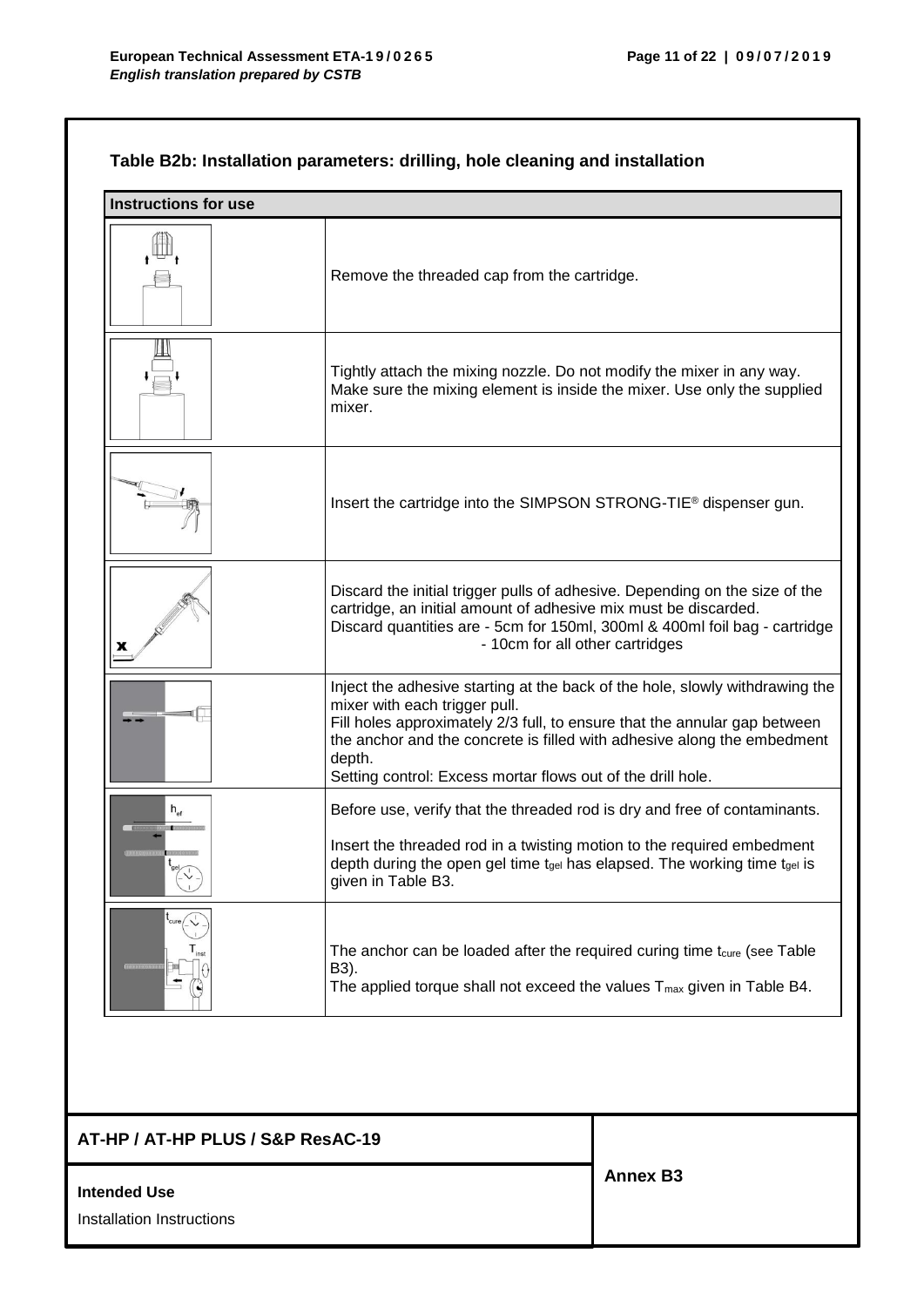## Table B2b: Installation parameters: drilling, hole cleaning and installation

| Instructions for use | |
|---|---|
| | Remove the threaded cap from the cartridge. |
| | Tightly attach the mixing nozzle. Do not modify the mixer in any way. Make sure the mixing element is inside the mixer. Use only the supplied mixer. |
| | Insert the cartridge into the SIMPSON STRONG-TIE® dispenser gun. |
| | Discard the initial trigger pulls of adhesive. Depending on the size of the cartridge, an initial amount of adhesive mix must be discarded. Discard quantities are - 5cm for 150ml, 300ml & 400ml foil bag - cartridge - 10cm for all other cartridges |
| | Inject the adhesive starting at the back of the hole, slowly withdrawing the mixer with each trigger pull. Fill holes approximately 2/3 full, to ensure that the annular gap between the anchor and the concrete is filled with adhesive along the embedment depth. Setting control: Excess mortar flows out of the drill hole. |
| | Before use, verify that the threaded rod is dry and free of contaminants. Insert the threaded rod in a twisting motion to the required embedment depth during the open gel time $t_{gel}$ has elapsed. The working time $t_{gel}$ is given in Table B3. |
| | The anchor can be loaded after the required curing time $t_{cure}$ (see Table B3). The applied torque shall not exceed the values $T_{max}$ given in Table B4. |

**AT-HP / AT-HP PLUS / S&P ResAC-19**

**Intended Use**

Installation Instructions

**Annex B3**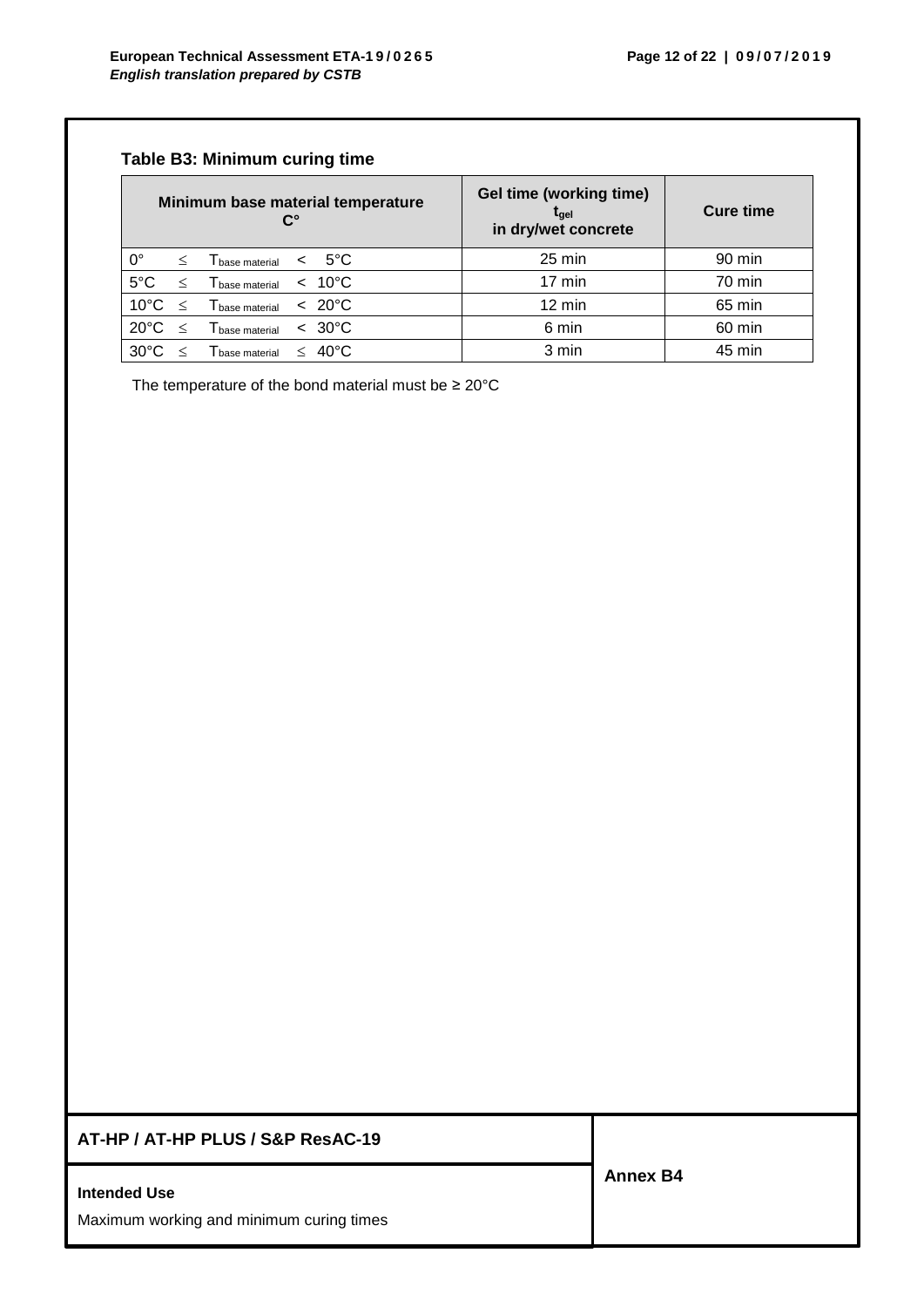### Table B3: Minimum curing time

| Minimum base material temperature C° | Gel time (working time) $t_{gel}$ in dry/wet concrete | Cure time |
|---|---|---|
| 0° ≤ $T_{base\ material}$ < 5°C | 25 min | 90 min |
| 5°C ≤ $T_{base\ material}$ < 10°C | 17 min | 70 min |
| 10°C ≤ $T_{base\ material}$ < 20°C | 12 min | 65 min |
| 20°C ≤ $T_{base\ material}$ < 30°C | 6 min | 60 min |
| 30°C ≤ $T_{base\ material}$ ≤ 40°C | 3 min | 45 min |

The temperature of the bond material must be ≥ 20°C

**AT-HP / AT-HP PLUS / S&P ResAC-19**

**Intended Use**

Maximum working and minimum curing times

**Annex B4**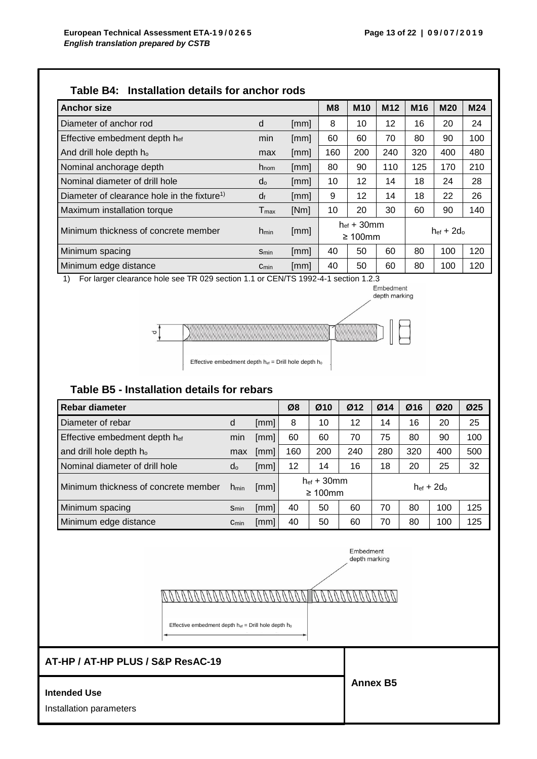### Table B4: Installation details for anchor rods

| Anchor size | | | M8 | M10 | M12 | M16 | M20 | M24 |
|---|---|---|---|---|---|---|---|---|
| Diameter of anchor rod | $d$ | [mm] | 8 | 10 | 12 | 16 | 20 | 24 |
| Effective embedment depth $h_{ef}$ | min | [mm] | 60 | 60 | 70 | 80 | 90 | 100 |
| And drill hole depth $h_o$ | max | [mm] | 160 | 200 | 240 | 320 | 400 | 480 |
| Nominal anchorage depth | $h_{nom}$ | [mm] | 80 | 90 | 110 | 125 | 170 | 210 |
| Nominal diameter of drill hole | $d_o$ | [mm] | 10 | 12 | 14 | 18 | 24 | 28 |
| Diameter of clearance hole in the fixture[1] | $d_f$ | [mm] | 9 | 12 | 14 | 18 | 22 | 26 |
| Maximum installation torque | $T_{max}$ | [Nm] | 10 | 20 | 30 | 60 | 90 | 140 |
| Minimum thickness of concrete member | $h_{min}$ | [mm] | $h_{ef}$ + 30mm ≥ 100mm | | | $h_{ef} + 2d_o$ | | |
| Minimum spacing | $s_{min}$ | [mm] | 40 | 50 | 60 | 80 | 100 | 120 |
| Minimum edge distance | $c_{min}$ | [mm] | 40 | 50 | 60 | 80 | 100 | 120 |

1) For larger clearance hole see TR 029 section 1.1 or CEN/TS 1992-4-1 section 1.2.3

Embedment depth marking

Effective embedment depth $h_{ef}$ = Drill hole depth $h_0$

### Table B5 - Installation details for rebars

| Rebar diameter | | | Ø8 | Ø10 | Ø12 | Ø14 | Ø16 | Ø20 | Ø25 |
|---|---|---|---|---|---|---|---|---|---|
| Diameter of rebar | $d$ | [mm] | 8 | 10 | 12 | 14 | 16 | 20 | 25 |
| Effective embedment depth $h_{ef}$ | min | [mm] | 60 | 60 | 70 | 75 | 80 | 90 | 100 |
| and drill hole depth $h_o$ | max | [mm] | 160 | 200 | 240 | 280 | 320 | 400 | 500 |
| Nominal diameter of drill hole | $d_o$ | [mm] | 12 | 14 | 16 | 18 | 20 | 25 | 32 |
| Minimum thickness of concrete member | $h_{min}$ | [mm] | $h_{ef}$ + 30mm ≥ 100mm | | | $h_{ef} + 2d_o$ | | | |
| Minimum spacing | $s_{min}$ | [mm] | 40 | 50 | 60 | 70 | 80 | 100 | 125 |
| Minimum edge distance | $c_{min}$ | [mm] | 40 | 50 | 60 | 70 | 80 | 100 | 125 |

Embedment depth marking

Effective embedment depth $h_{ef}$ = Drill hole depth $h_0$

**AT-HP / AT-HP PLUS / S&P ResAC-19**

**Intended Use**

Installation parameters

**Annex B5**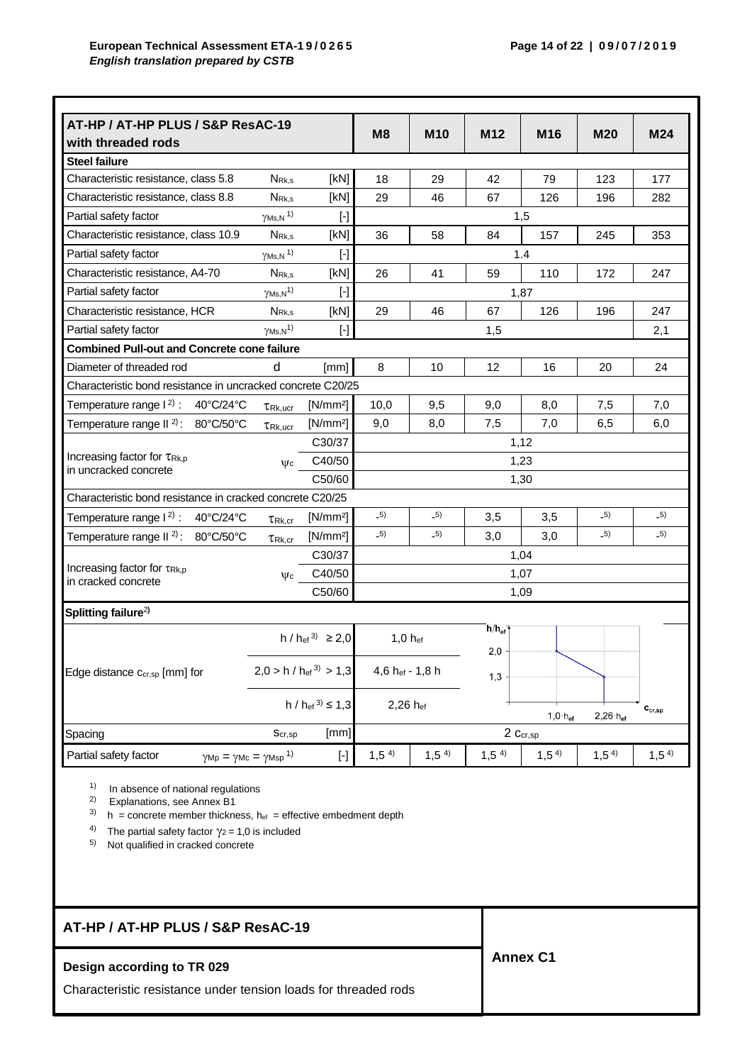| AT-HP / AT-HP PLUS / S&P ResAC-19 with threaded rods | | | M8 | M10 | M12 | M16 | M20 | M24 |
|---|---|---|---|---|---|---|---|---|
| **Steel failure** | | | | | | | | |
| Characteristic resistance, class 5.8 | $N_{Rk,s}$ | [kN] | 18 | 29 | 42 | 79 | 123 | 177 |
| Characteristic resistance, class 8.8 | $N_{Rk,s}$ | [kN] | 29 | 46 | 67 | 126 | 196 | 282 |
| Partial safety factor | $\gamma_{Ms,N}$ [1] | [-] | 1,5 | | | | | |
| Characteristic resistance, class 10.9 | $N_{Rk,s}$ | [kN] | 36 | 58 | 84 | 157 | 245 | 353 |
| Partial safety factor | $\gamma_{Ms,N}$ [1] | [-] | 1.4 | | | | | |
| Characteristic resistance, A4-70 | $N_{Rk,s}$ | [kN] | 26 | 41 | 59 | 110 | 172 | 247 |
| Partial safety factor | $\gamma_{Ms,N}$ [1] | [-] | 1,87 | | | | | |
| Characteristic resistance, HCR | $N_{Rk,s}$ | [kN] | 29 | 46 | 67 | 126 | 196 | 247 |
| Partial safety factor | $\gamma_{Ms,N}$ [1] | [-] | 1,5 | | | | | 2,1 |
| **Combined Pull-out and Concrete cone failure** | | | | | | | | |
| Diameter of threaded rod | d | [mm] | 8 | 10 | 12 | 16 | 20 | 24 |
| Characteristic bond resistance in uncracked concrete C20/25 | | | | | | | | |
| Temperature range I [2]: 40°C/24°C | $\tau_{Rk,ucr}$ | [N/mm²] | 10,0 | 9,5 | 9,0 | 8,0 | 7,5 | 7,0 |
| Temperature range II [2]: 80°C/50°C | $\tau_{Rk,ucr}$ | [N/mm²] | 9,0 | 8,0 | 7,5 | 7,0 | 6,5 | 6,0 |
| Increasing factor for $\tau_{Rk,p}$ in uncracked concrete | $\psi_c$ | C30/37 | 1,12 | | | | | |
| | | C40/50 | 1,23 | | | | | |
| | | C50/60 | 1,30 | | | | | |
| Characteristic bond resistance in cracked concrete C20/25 | | | | | | | | |
| Temperature range I [2]: 40°C/24°C | $\tau_{Rk,cr}$ | [N/mm²] | -[5] | -[5] | 3,5 | 3,5 | -[5] | -[5] |
| Temperature range II [2]: 80°C/50°C | $\tau_{Rk,cr}$ | [N/mm²] | -[5] | -[5] | 3,0 | 3,0 | -[5] | -[5] |
| Increasing factor for $\tau_{Rk,p}$ in cracked concrete | $\psi_c$ | C30/37 | 1,04 | | | | | |
| | | C40/50 | 1,07 | | | | | |
| | | C50/60 | 1,09 | | | | | |
| **Splitting failure**[2] | | | | | | | | |
| Edge distance $c_{cr,sp}$ [mm] for | | $h / h_{ef}$ [3] $\geq 2,0$ | $1,0\ h_{ef}$ | | | | | |
| | | $2,0 > h / h_{ef}$ [3] $> 1,3$ | $4,6\ h_{ef} - 1,8\ h$ | | | | | |
| | | $h / h_{ef}$ [3] $\leq 1,3$ | $2,26\ h_{ef}$ | | | | | |
| Spacing | $s_{cr,sp}$ | [mm] | $2\ c_{cr,sp}$ | | | | | |
| Partial safety factor | $\gamma_{Mp} = \gamma_{Mc} = \gamma_{Msp}$ [1] | [-] | 1,5 [4] | 1,5 [4] | 1,5 [4] | 1,5 [4] | 1,5 [4] | 1,5 [4] |

[1] In absence of national regulations
[2] Explanations, see Annex B1
[3] h = concrete member thickness, $h_{ef}$ = effective embedment depth
[4] The partial safety factor $\gamma_2 = 1,0$ is included
[5] Not qualified in cracked concrete

**AT-HP / AT-HP PLUS / S&P ResAC-19**

**Design according to TR 029**

Characteristic resistance under tension loads for threaded rods

**Annex C1**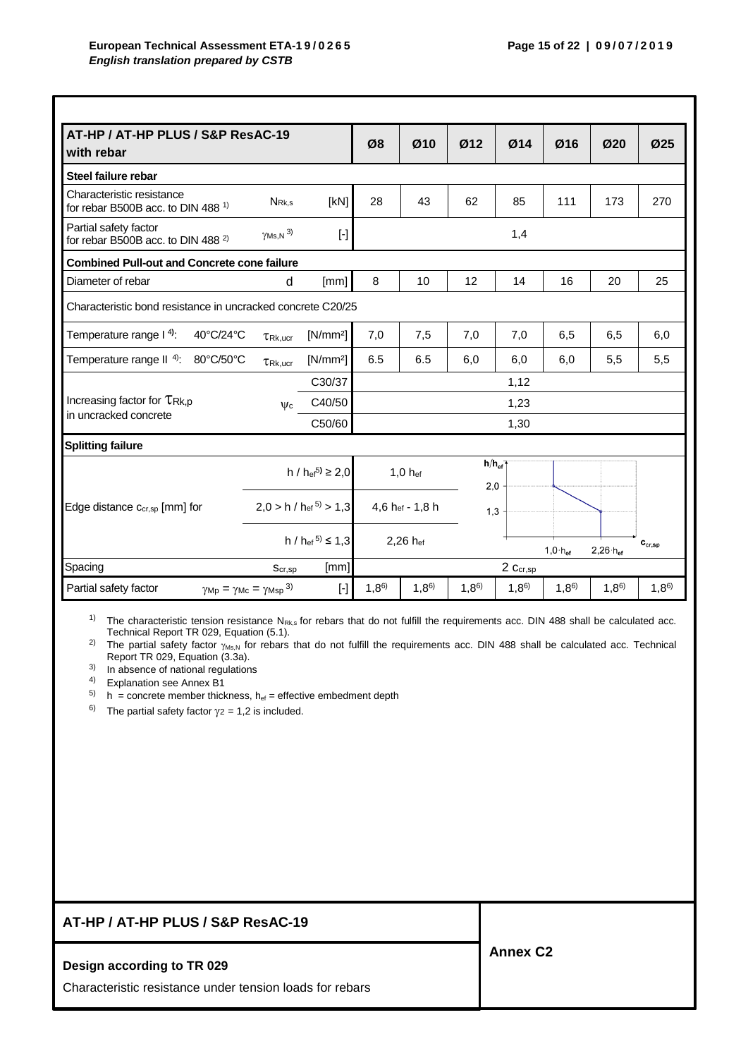| AT-HP / AT-HP PLUS / S&P ResAC-19 with rebar | | | Ø8 | Ø10 | Ø12 | Ø14 | Ø16 | Ø20 | Ø25 |
|---|---|---|---|---|---|---|---|---|---|
| **Steel failure rebar** | | | | | | | | | |
| Characteristic resistance for rebar B500B acc. to DIN 488 [1] | $N_{Rk,s}$ | [kN] | 28 | 43 | 62 | 85 | 111 | 173 | 270 |
| Partial safety factor for rebar B500B acc. to DIN 488 [2] | $\gamma_{Ms,N}$ [3] | [-] | 1,4 | | | | | | |
| **Combined Pull-out and Concrete cone failure** | | | | | | | | | |
| Diameter of rebar | d | [mm] | 8 | 10 | 12 | 14 | 16 | 20 | 25 |
| Characteristic bond resistance in uncracked concrete C20/25 | | | | | | | | | |
| Temperature range I [4]: 40°C/24°C | $\tau_{Rk,ucr}$ | [N/mm²] | 7,0 | 7,5 | 7,0 | 7,0 | 6,5 | 6,5 | 6,0 |
| Temperature range II [4]: 80°C/50°C | $\tau_{Rk,ucr}$ | [N/mm²] | 6.5 | 6.5 | 6,0 | 6,0 | 6,0 | 5,5 | 5,5 |
| Increasing factor for $\tau_{Rk,p}$ in uncracked concrete | $\psi_c$ | C30/37 | 1,12 | | | | | | |
| | | C40/50 | 1,23 | | | | | | |
| | | C50/60 | 1,30 | | | | | | |
| **Splitting failure** | | | | | | | | | |
| Edge distance $c_{cr,sp}$ [mm] for | | $h / h_{ef}$ [5] $\geq 2,0$ | $1,0\ h_{ef}$ | | | | | | |
| | | $2,0 > h / h_{ef}$ [5] $> 1,3$ | $4,6\ h_{ef} - 1,8\ h$ | | | | | | |
| | | $h / h_{ef}$ [5] $\leq 1,3$ | $2,26\ h_{ef}$ | | | | | | |
| Spacing | $s_{cr,sp}$ | [mm] | $2\ c_{cr,sp}$ | | | | | | |
| Partial safety factor | $\gamma_{Mp} = \gamma_{Mc} = \gamma_{Msp}$ [3] | [-] | 1,8 [6] | 1,8 [6] | 1,8 [6] | 1,8 [6] | 1,8 [6] | 1,8 [6] | 1,8 [6] |

[1] The characteristic tension resistance $N_{Rk,s}$ for rebars that do not fulfill the requirements acc. DIN 488 shall be calculated acc. Technical Report TR 029, Equation (5.1).

[2] The partial safety factor $\gamma_{Ms,N}$ for rebars that do not fulfill the requirements acc. DIN 488 shall be calculated acc. Technical Report TR 029, Equation (3.3a).

[3] In absence of national regulations

[4] Explanation see Annex B1

[5] h = concrete member thickness, $h_{ef}$ = effective embedment depth

[6] The partial safety factor $\gamma_2 = 1,2$ is included.

**AT-HP / AT-HP PLUS / S&P ResAC-19**

**Design according to TR 029**

Characteristic resistance under tension loads for rebars

**Annex C2**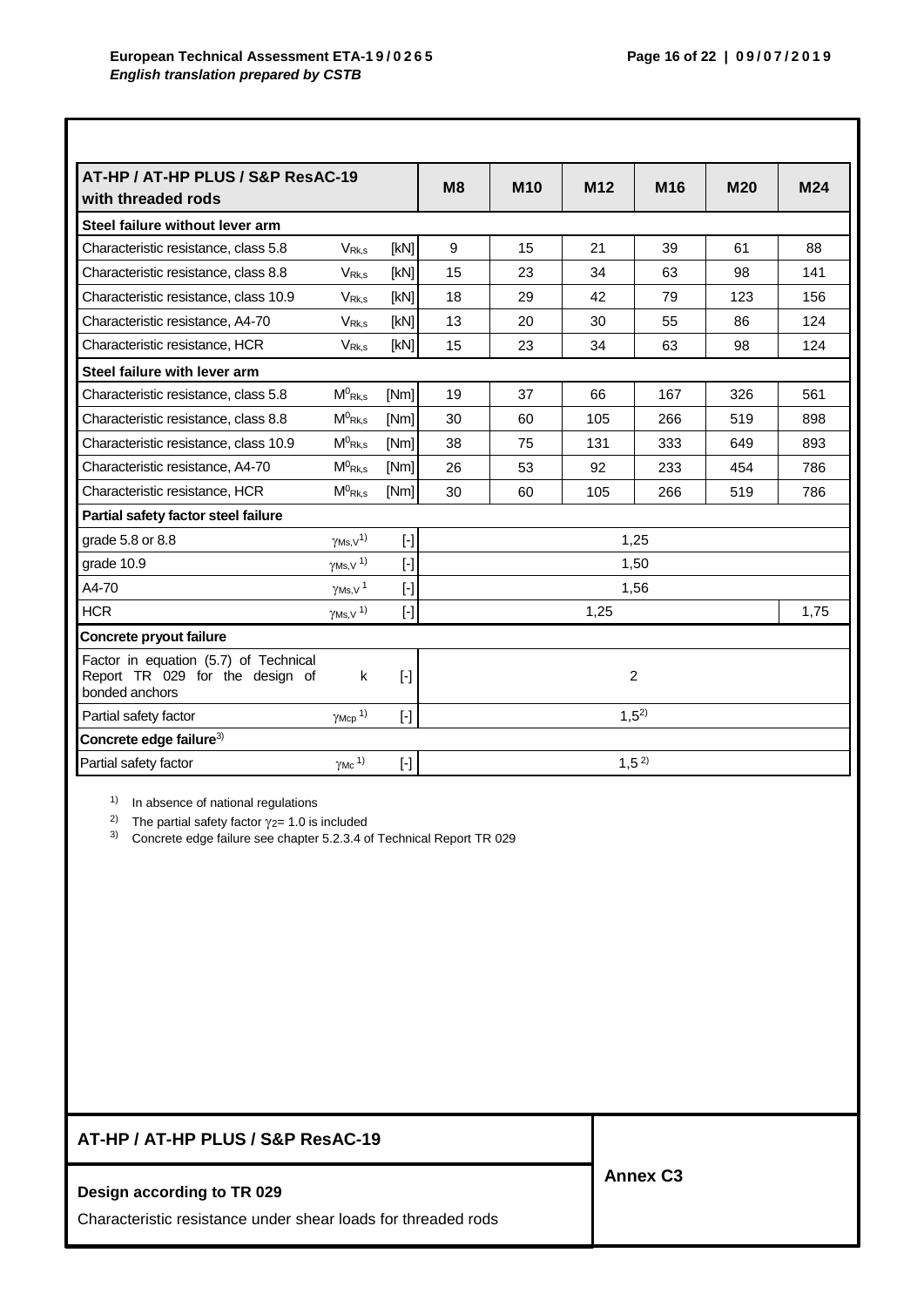| AT-HP / AT-HP PLUS / S&P ResAC-19 with threaded rods | | | M8 | M10 | M12 | M16 | M20 | M24 |
|---|---|---|---|---|---|---|---|---|
| **Steel failure without lever arm** | | | | | | | | |
| Characteristic resistance, class 5.8 | $V_{Rk,s}$ | [kN] | 9 | 15 | 21 | 39 | 61 | 88 |
| Characteristic resistance, class 8.8 | $V_{Rk,s}$ | [kN] | 15 | 23 | 34 | 63 | 98 | 141 |
| Characteristic resistance, class 10.9 | $V_{Rk,s}$ | [kN] | 18 | 29 | 42 | 79 | 123 | 156 |
| Characteristic resistance, A4-70 | $V_{Rk,s}$ | [kN] | 13 | 20 | 30 | 55 | 86 | 124 |
| Characteristic resistance, HCR | $V_{Rk,s}$ | [kN] | 15 | 23 | 34 | 63 | 98 | 124 |
| **Steel failure with lever arm** | | | | | | | | |
| Characteristic resistance, class 5.8 | $M^0_{Rk,s}$ | [Nm] | 19 | 37 | 66 | 167 | 326 | 561 |
| Characteristic resistance, class 8.8 | $M^0_{Rk,s}$ | [Nm] | 30 | 60 | 105 | 266 | 519 | 898 |
| Characteristic resistance, class 10.9 | $M^0_{Rk,s}$ | [Nm] | 38 | 75 | 131 | 333 | 649 | 893 |
| Characteristic resistance, A4-70 | $M^0_{Rk,s}$ | [Nm] | 26 | 53 | 92 | 233 | 454 | 786 |
| Characteristic resistance, HCR | $M^0_{Rk,s}$ | [Nm] | 30 | 60 | 105 | 266 | 519 | 786 |
| **Partial safety factor steel failure** | | | | | | | | |
| grade 5.8 or 8.8 | $\gamma_{Ms,V}$ [1)] | [-] | 1,25 | | | | | |
| grade 10.9 | $\gamma_{Ms,V}$ [1)] | [-] | 1,50 | | | | | |
| A4-70 | $\gamma_{Ms,V}$ [1] | [-] | 1,56 | | | | | |
| HCR | $\gamma_{Ms,V}$ [1)] | [-] | 1,25 | | | | | 1,75 |
| **Concrete pryout failure** | | | | | | | | |
| Factor in equation (5.7) of Technical Report TR 029 for the design of bonded anchors | k | [-] | 2 | | | | | |
| Partial safety factor | $\gamma_{Mcp}$ [1)] | [-] | 1,5[2)] | | | | | |
| **Concrete edge failure**[3)] | | | | | | | | |
| Partial safety factor | $\gamma_{Mc}$ [1)] | [-] | 1,5 [2)] | | | | | |

[1)] In absence of national regulations

[2)] The partial safety factor $\gamma_2$= 1.0 is included

[3)] Concrete edge failure see chapter 5.2.3.4 of Technical Report TR 029

**AT-HP / AT-HP PLUS / S&P ResAC-19**

**Design according to TR 029**

Characteristic resistance under shear loads for threaded rods

**Annex C3**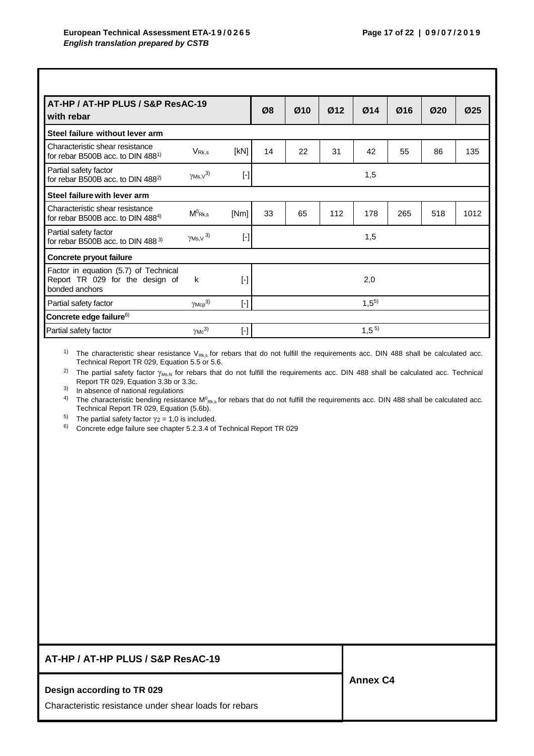| AT-HP / AT-HP PLUS / S&P ResAC-19 with rebar | | | Ø8 | Ø10 | Ø12 | Ø14 | Ø16 | Ø20 | Ø25 |
|---|---|---|---|---|---|---|---|---|---|
| **Steel failure without lever arm** | | | | | | | | | |
| Characteristic shear resistance for rebar B500B acc. to DIN 488[1)] | $V_{Rk,s}$ | [kN] | 14 | 22 | 31 | 42 | 55 | 86 | 135 |
| Partial safety factor for rebar B500B acc. to DIN 488[2)] | $\gamma_{Ms,V}$[3)] | [-] | 1,5 | | | | | | |
| **Steel failure with lever arm** | | | | | | | | | |
| Characteristic shear resistance for rebar B500B acc. to DIN 488[4)] | $M^0_{Rk,s}$ | [Nm] | 33 | 65 | 112 | 178 | 265 | 518 | 1012 |
| Partial safety factor for rebar B500B acc. to DIN 488[3)] | $\gamma_{Ms,V}$[3)] | [-] | 1,5 | | | | | | |
| **Concrete pryout failure** | | | | | | | | | |
| Factor in equation (5.7) of Technical Report TR 029 for the design of bonded anchors | k | [-] | 2,0 | | | | | | |
| Partial safety factor | $\gamma_{Mcp}$[3)] | [-] | 1,5[5)] | | | | | | |
| **Concrete edge failure**[6)] | | | | | | | | | |
| Partial safety factor | $\gamma_{Mc}$[3)] | [-] | 1,5[5)] | | | | | | |

[1)] The characteristic shear resistance $V_{Rk,s}$ for rebars that do not fulfill the requirements acc. DIN 488 shall be calculated acc. Technical Report TR 029, Equation 5.5 or 5.6.

[2)] The partial safety factor $\gamma_{Ms,N}$ for rebars that do not fulfill the requirements acc. DIN 488 shall be calculated acc. Technical Report TR 029, Equation 3.3b or 3.3c.

[3)] In absence of national regulations

[4)] The characteristic bending resistance $M^0_{Rk,s}$ for rebars that do not fulfill the requirements acc. DIN 488 shall be calculated acc. Technical Report TR 029, Equation (5.6b).

[5)] The partial safety factor $\gamma_2 = 1,0$ is included.

[6)] Concrete edge failure see chapter 5.2.3.4 of Technical Report TR 029

**AT-HP / AT-HP PLUS / S&P ResAC-19**

**Design according to TR 029**

Characteristic resistance under shear loads for rebars

**Annex C4**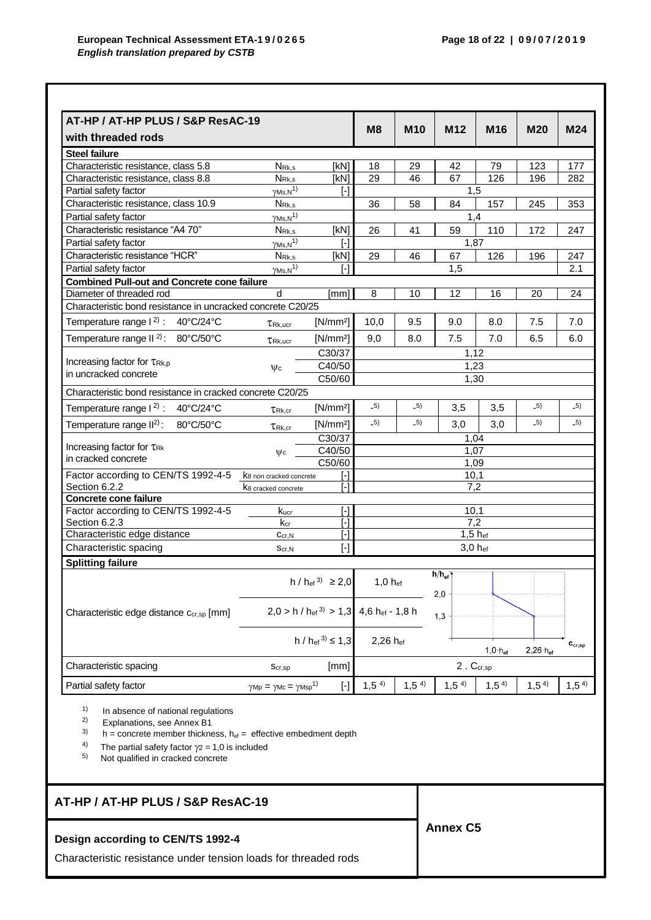| AT-HP / AT-HP PLUS / S&P ResAC-19 with threaded rods | | | M8 | M10 | M12 | M16 | M20 | M24 |
|---|---|---|---|---|---|---|---|---|
| **Steel failure** | | | | | | | | |
| Characteristic resistance, class 5.8 | $N_{Rk,s}$ | [kN] | 18 | 29 | 42 | 79 | 123 | 177 |
| Characteristic resistance, class 8.8 | $N_{Rk,s}$ | [kN] | 29 | 46 | 67 | 126 | 196 | 282 |
| Partial safety factor | $\gamma_{Ms,N}$ 1) | [-] | 1,5 | | | | | |
| Characteristic resistance, class 10.9 | $N_{Rk,s}$ | | 36 | 58 | 84 | 157 | 245 | 353 |
| Partial safety factor | $\gamma_{Ms,N}$ 1) | | 1,4 | | | | | |
| Characteristic resistance "A4 70" | $N_{Rk,s}$ | [kN] | 26 | 41 | 59 | 110 | 172 | 247 |
| Partial safety factor | $\gamma_{Ms,N}$ 1) | [-] | 1,87 | | | | | |
| Characteristic resistance "HCR" | $N_{Rk,s}$ | [kN] | 29 | 46 | 67 | 126 | 196 | 247 |
| Partial safety factor | $\gamma_{Ms,N}$ 1) | [-] | 1,5 | | | | | 2.1 |
| **Combined Pull-out and Concrete cone failure** | | | | | | | | |
| Diameter of threaded rod | d | [mm] | 8 | 10 | 12 | 16 | 20 | 24 |
| Characteristic bond resistance in uncracked concrete C20/25 | | | | | | | | |
| Temperature range I 2): 40°C/24°C | $\tau_{Rk,ucr}$ | [N/mm²] | 10,0 | 9.5 | 9.0 | 8.0 | 7.5 | 7.0 |
| Temperature range II 2): 80°C/50°C | $\tau_{Rk,ucr}$ | [N/mm²] | 9,0 | 8.0 | 7.5 | 7.0 | 6.5 | 6.0 |
| Increasing factor for $\tau_{Rk,p}$ in uncracked concrete | $\psi_c$ | C30/37 | 1,12 | | | | | |
| | | C40/50 | 1,23 | | | | | |
| | | C50/60 | 1,30 | | | | | |
| Characteristic bond resistance in cracked concrete C20/25 | | | | | | | | |
| Temperature range I 2): 40°C/24°C | $\tau_{Rk,cr}$ | [N/mm²] | - 5) | - 5) | 3,5 | 3,5 | - 5) | - 5) |
| Temperature range II 2): 80°C/50°C | $\tau_{Rk,cr}$ | [N/mm²] | - 5) | - 5) | 3,0 | 3,0 | - 5) | - 5) |
| Increasing factor for $\tau_{Rk}$ in cracked concrete | $\psi_c$ | C30/37 | 1,04 | | | | | |
| | | C40/50 | 1,07 | | | | | |
| | | C50/60 | 1,09 | | | | | |
| Factor according to CEN/TS 1992-4-5 | $k_{8\ non\ cracked\ concrete}$ | [-] | 10,1 | | | | | |
| Section 6.2.2 | $k_{8\ cracked\ concrete}$ | [-] | 7,2 | | | | | |
| **Concrete cone failure** | | | | | | | | |
| Factor according to CEN/TS 1992-4-5 | $k_{ucr}$ | [-] | 10,1 | | | | | |
| Section 6.2.3 | $k_{cr}$ | [-] | 7,2 | | | | | |
| Characteristic edge distance | $c_{cr,N}$ | [-] | 1,5 $h_{ef}$ | | | | | |
| Characteristic spacing | $s_{cr,N}$ | [-] | 3,0 $h_{ef}$ | | | | | |
| **Splitting failure** | | | | | | | | |
| Characteristic edge distance $c_{cr,sp}$ [mm] | | $h / h_{ef}$ 3) $\geq 2{,}0$ | 1,0 $h_{ef}$ | | | | | |
| | | $2{,}0 > h / h_{ef}$ 3) $> 1{,}3$ | 4,6 $h_{ef}$ - 1,8 h | | | | | |
| | | $h / h_{ef}$ 3) $\leq 1{,}3$ | 2,26 $h_{ef}$ | | | | | |
| Characteristic spacing | $s_{cr,sp}$ | [mm] | 2 . $c_{cr,sp}$ | | | | | |
| Partial safety factor | $\gamma_{Mp} = \gamma_{Mc} = \gamma_{Msp}$ 1) | [-] | 1,5 4) | 1,5 4) | 1,5 4) | 1,5 4) | 1,5 4) | 1,5 4) |

1) In absence of national regulations
2) Explanations, see Annex B1
3) h = concrete member thickness, $h_{ef}$ = effective embedment depth
4) The partial safety factor $\gamma_2 = 1{,}0$ is included
5) Not qualified in cracked concrete

**AT-HP / AT-HP PLUS / S&P ResAC-19**

**Design according to CEN/TS 1992-4**

Characteristic resistance under tension loads for threaded rods

**Annex C5**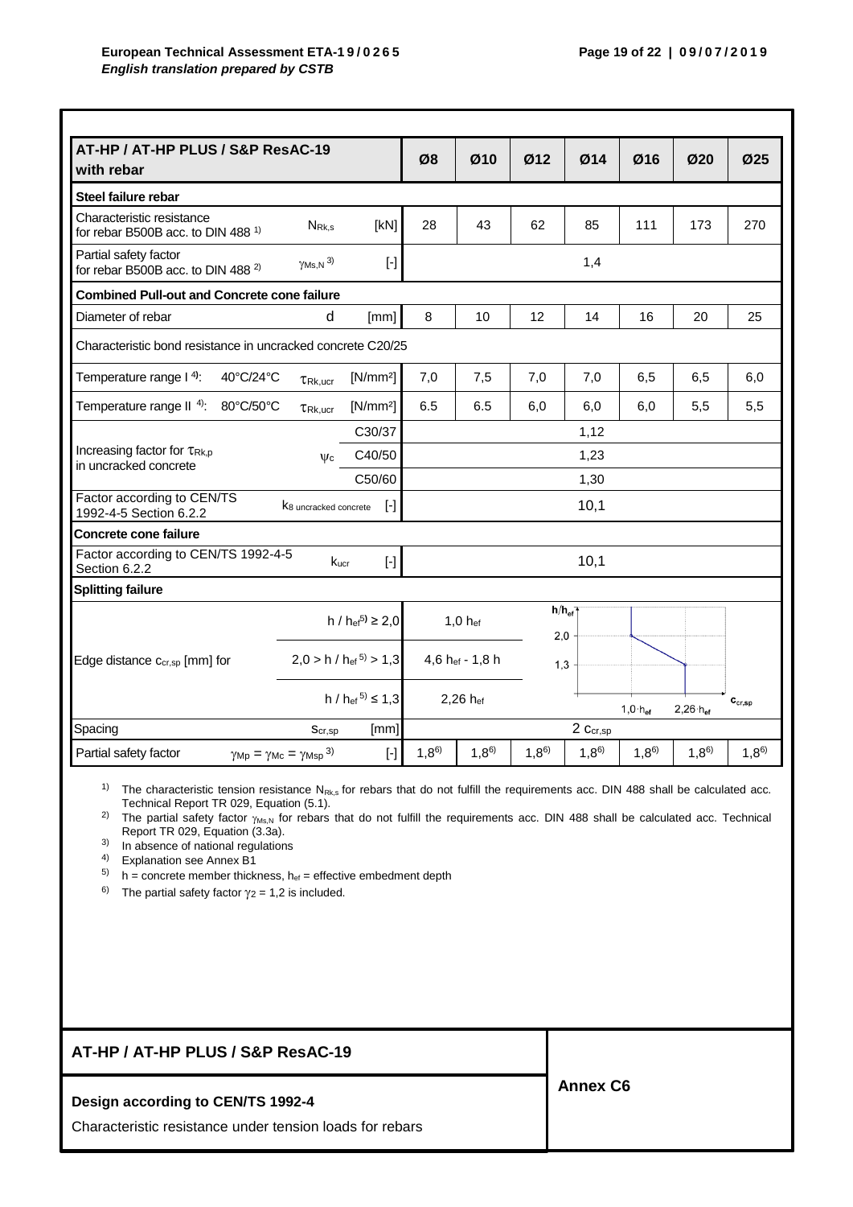| AT-HP / AT-HP PLUS / S&P ResAC-19 with rebar | | | Ø8 | Ø10 | Ø12 | Ø14 | Ø16 | Ø20 | Ø25 |
|---|---|---|---|---|---|---|---|---|---|
| **Steel failure rebar** | | | | | | | | | |
| Characteristic resistance for rebar B500B acc. to DIN 488 [1] | $N_{Rk,s}$ | [kN] | 28 | 43 | 62 | 85 | 111 | 173 | 270 |
| Partial safety factor for rebar B500B acc. to DIN 488 [2] | $\gamma_{Ms,N}$ [3] | [-] | 1,4 | | | | | | |
| **Combined Pull-out and Concrete cone failure** | | | | | | | | | |
| Diameter of rebar | d | [mm] | 8 | 10 | 12 | 14 | 16 | 20 | 25 |
| Characteristic bond resistance in uncracked concrete C20/25 | | | | | | | | | |
| Temperature range I [4]: 40°C/24°C | $\tau_{Rk,ucr}$ | [N/mm²] | 7,0 | 7,5 | 7,0 | 7,0 | 6,5 | 6,5 | 6,0 |
| Temperature range II [4]: 80°C/50°C | $\tau_{Rk,ucr}$ | [N/mm²] | 6.5 | 6.5 | 6,0 | 6,0 | 6,0 | 5,5 | 5,5 |
| Increasing factor for $\tau_{Rk,p}$ in uncracked concrete | $\psi_c$ | C30/37 | 1,12 | | | | | | |
| | | C40/50 | 1,23 | | | | | | |
| | | C50/60 | 1,30 | | | | | | |
| Factor according to CEN/TS 1992-4-5 Section 6.2.2 | $k_{8\ uncracked\ concrete}$ | [-] | 10,1 | | | | | | |
| **Concrete cone failure** | | | | | | | | | |
| Factor according to CEN/TS 1992-4-5 Section 6.2.2 | $k_{ucr}$ | [-] | 10,1 | | | | | | |
| **Splitting failure** | | | | | | | | | |
| Edge distance $c_{cr,sp}$ [mm] for | | $h / h_{ef}$ [5] ≥ 2,0 | $1,0\ h_{ef}$ | | | | | | |
| | | $2,0 > h / h_{ef}$ [5] $> 1,3$ | $4,6\ h_{ef} - 1,8\ h$ | | | | | | |
| | | $h / h_{ef}$ [5] ≤ 1,3 | $2,26\ h_{ef}$ | | | | | | |
| Spacing | $s_{cr,sp}$ | [mm] | $2\ c_{cr,sp}$ | | | | | | |
| Partial safety factor | $\gamma_{Mp} = \gamma_{Mc} = \gamma_{Msp}$ [3] | [-] | 1,8[6] | 1,8[6] | 1,8[6] | 1,8[6] | 1,8[6] | 1,8[6] | 1,8[6] |

[1] The characteristic tension resistance $N_{Rk,s}$ for rebars that do not fulfill the requirements acc. DIN 488 shall be calculated acc. Technical Report TR 029, Equation (5.1).

[2] The partial safety factor $\gamma_{Ms,N}$ for rebars that do not fulfill the requirements acc. DIN 488 shall be calculated acc. Technical Report TR 029, Equation (3.3a).

[3] In absence of national regulations

[4] Explanation see Annex B1

[5] h = concrete member thickness, $h_{ef}$ = effective embedment depth

[6] The partial safety factor $\gamma_2 = 1,2$ is included.

**AT-HP / AT-HP PLUS / S&P ResAC-19**

**Design according to CEN/TS 1992-4**

Characteristic resistance under tension loads for rebars

**Annex C6**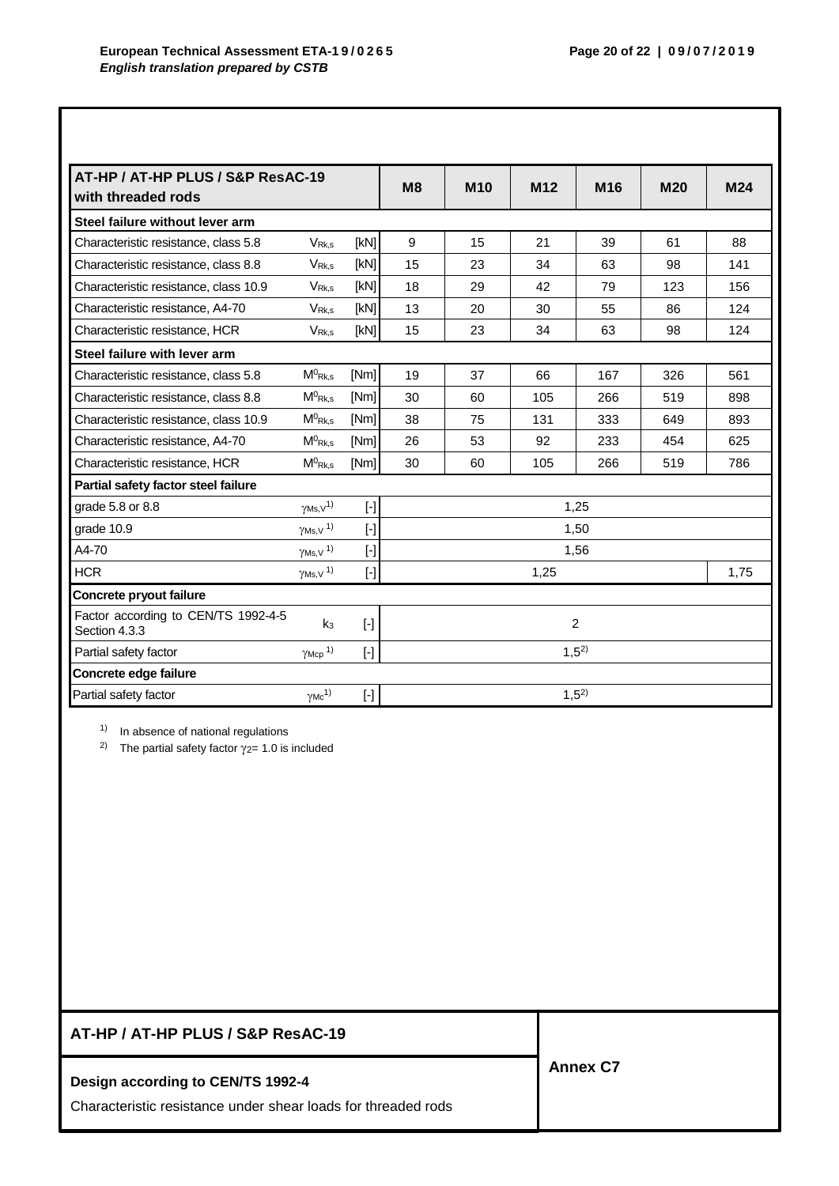| AT-HP / AT-HP PLUS / S&P ResAC-19 with threaded rods | | | M8 | M10 | M12 | M16 | M20 | M24 |
|---|---|---|---|---|---|---|---|---|
| **Steel failure without lever arm** | | | | | | | | |
| Characteristic resistance, class 5.8 | $V_{Rk,s}$ | [kN] | 9 | 15 | 21 | 39 | 61 | 88 |
| Characteristic resistance, class 8.8 | $V_{Rk,s}$ | [kN] | 15 | 23 | 34 | 63 | 98 | 141 |
| Characteristic resistance, class 10.9 | $V_{Rk,s}$ | [kN] | 18 | 29 | 42 | 79 | 123 | 156 |
| Characteristic resistance, A4-70 | $V_{Rk,s}$ | [kN] | 13 | 20 | 30 | 55 | 86 | 124 |
| Characteristic resistance, HCR | $V_{Rk,s}$ | [kN] | 15 | 23 | 34 | 63 | 98 | 124 |
| **Steel failure with lever arm** | | | | | | | | |
| Characteristic resistance, class 5.8 | $M^0_{Rk,s}$ | [Nm] | 19 | 37 | 66 | 167 | 326 | 561 |
| Characteristic resistance, class 8.8 | $M^0_{Rk,s}$ | [Nm] | 30 | 60 | 105 | 266 | 519 | 898 |
| Characteristic resistance, class 10.9 | $M^0_{Rk,s}$ | [Nm] | 38 | 75 | 131 | 333 | 649 | 893 |
| Characteristic resistance, A4-70 | $M^0_{Rk,s}$ | [Nm] | 26 | 53 | 92 | 233 | 454 | 625 |
| Characteristic resistance, HCR | $M^0_{Rk,s}$ | [Nm] | 30 | 60 | 105 | 266 | 519 | 786 |
| **Partial safety factor steel failure** | | | | | | | | |
| grade 5.8 or 8.8 | $\gamma_{Ms,V}$ [1] | [-] | 1,25 | | | | | |
| grade 10.9 | $\gamma_{Ms,V}$ [1] | [-] | 1,50 | | | | | |
| A4-70 | $\gamma_{Ms,V}$ [1] | [-] | 1,56 | | | | | |
| HCR | $\gamma_{Ms,V}$ [1] | [-] | 1,25 | | | | | 1,75 |
| **Concrete pryout failure** | | | | | | | | |
| Factor according to CEN/TS 1992-4-5 Section 4.3.3 | $k_3$ | [-] | 2 | | | | | |
| Partial safety factor | $\gamma_{Mcp}$ [1] | [-] | 1,5 [2] | | | | | |
| **Concrete edge failure** | | | | | | | | |
| Partial safety factor | $\gamma_{Mc}$ [1] | [-] | 1,5 [2] | | | | | |

[1] In absence of national regulations

[2] The partial safety factor $\gamma_2 = 1.0$ is included

**AT-HP / AT-HP PLUS / S&P ResAC-19**

**Design according to CEN/TS 1992-4**

Characteristic resistance under shear loads for threaded rods

**Annex C7**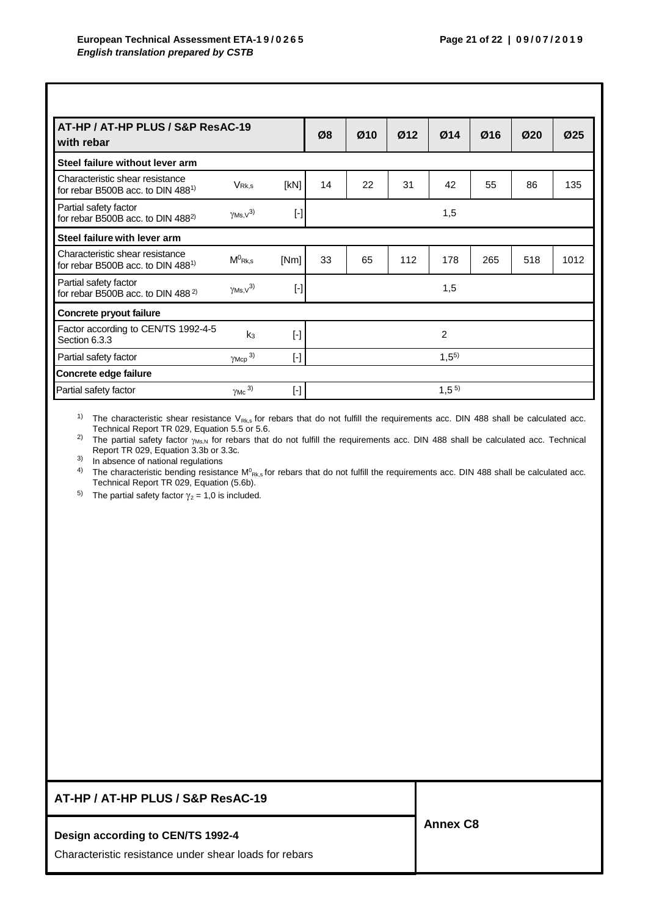| AT-HP / AT-HP PLUS / S&P ResAC-19 with rebar | | | Ø8 | Ø10 | Ø12 | Ø14 | Ø16 | Ø20 | Ø25 |
|---|---|---|---|---|---|---|---|---|---|
| **Steel failure without lever arm** | | | | | | | | | |
| Characteristic shear resistance for rebar B500B acc. to DIN 488[1] | $V_{Rk,s}$ | [kN] | 14 | 22 | 31 | 42 | 55 | 86 | 135 |
| Partial safety factor for rebar B500B acc. to DIN 488[2] | $\gamma_{Ms,V}$[3] | [-] | | | | 1,5 | | | |
| **Steel failure with lever arm** | | | | | | | | | |
| Characteristic shear resistance for rebar B500B acc. to DIN 488[1] | $M^0_{Rk,s}$ | [Nm] | 33 | 65 | 112 | 178 | 265 | 518 | 1012 |
| Partial safety factor for rebar B500B acc. to DIN 488[2] | $\gamma_{Ms,V}$[3] | [-] | | | | 1,5 | | | |
| **Concrete pryout failure** | | | | | | | | | |
| Factor according to CEN/TS 1992-4-5 Section 6.3.3 | $k_3$ | [-] | | | | 2 | | | |
| Partial safety factor | $\gamma_{Mcp}$[3] | [-] | | | | 1,5[5] | | | |
| **Concrete edge failure** | | | | | | | | | |
| Partial safety factor | $\gamma_{Mc}$[3] | [-] | | | | 1,5[5] | | | |

[1] The characteristic shear resistance $V_{Rk,s}$ for rebars that do not fulfill the requirements acc. DIN 488 shall be calculated acc. Technical Report TR 029, Equation 5.5 or 5.6.

[2] The partial safety factor $\gamma_{Ms,N}$ for rebars that do not fulfill the requirements acc. DIN 488 shall be calculated acc. Technical Report TR 029, Equation 3.3b or 3.3c.

[3] In absence of national regulations

[4] The characteristic bending resistance $M^0_{Rk,s}$ for rebars that do not fulfill the requirements acc. DIN 488 shall be calculated acc. Technical Report TR 029, Equation (5.6b).

[5] The partial safety factor $\gamma_2 = 1,0$ is included.

**AT-HP / AT-HP PLUS / S&P ResAC-19**

**Design according to CEN/TS 1992-4**

Characteristic resistance under shear loads for rebars

**Annex C8**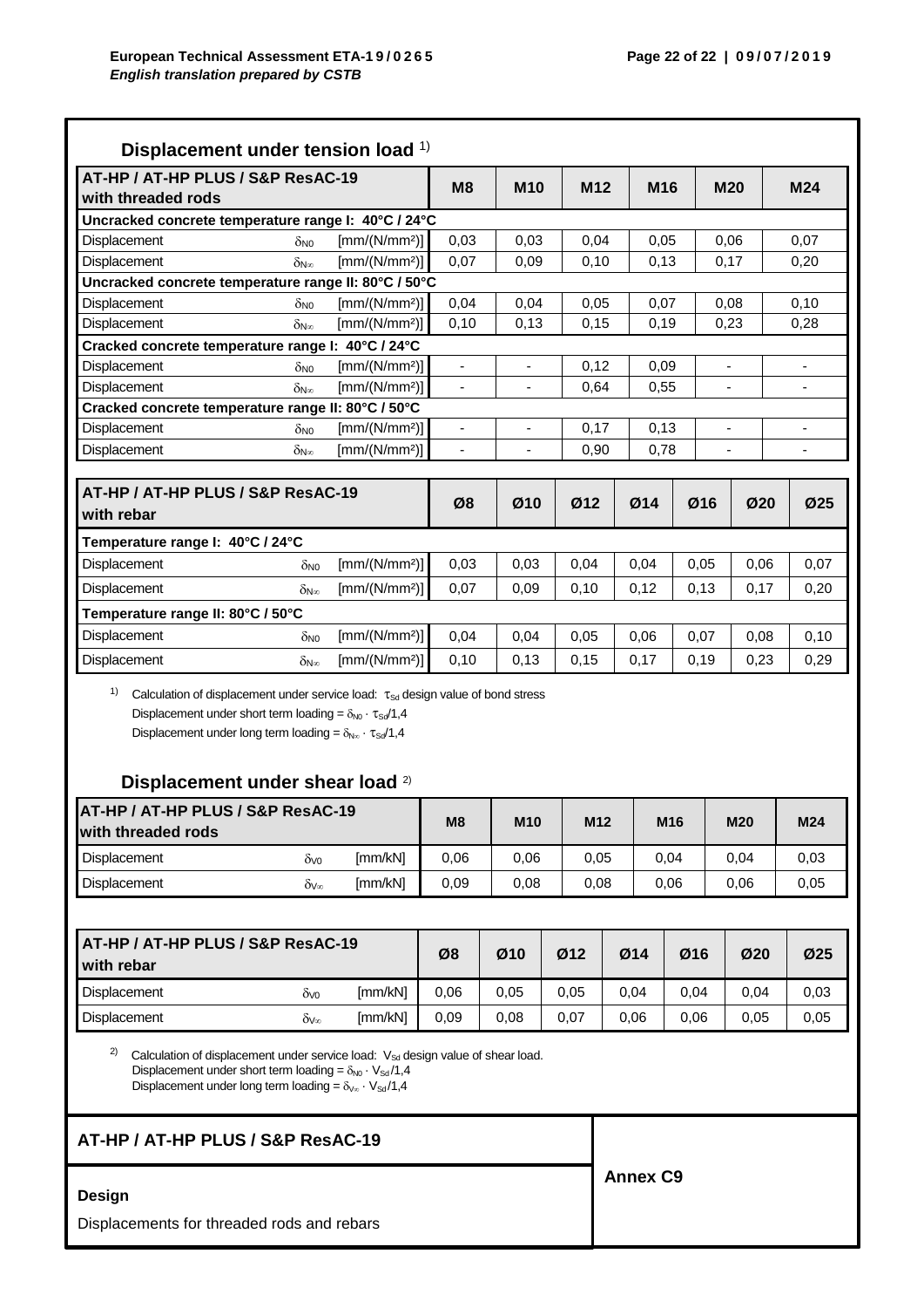## Displacement under tension load [1)]

| AT-HP / AT-HP PLUS / S&P ResAC-19 with threaded rods | | | M8 | M10 | M12 | M16 | M20 | M24 |
|---|---|---|---|---|---|---|---|---|
| **Uncracked concrete temperature range I: 40°C / 24°C** | | | | | | | | |
| Displacement | $\delta_{N0}$ | [mm/(N/mm²)] | 0,03 | 0,03 | 0,04 | 0,05 | 0,06 | 0,07 |
| Displacement | $\delta_{N\infty}$ | [mm/(N/mm²)] | 0,07 | 0,09 | 0,10 | 0,13 | 0,17 | 0,20 |
| **Uncracked concrete temperature range II: 80°C / 50°C** | | | | | | | | |
| Displacement | $\delta_{N0}$ | [mm/(N/mm²)] | 0,04 | 0,04 | 0,05 | 0,07 | 0,08 | 0,10 |
| Displacement | $\delta_{N\infty}$ | [mm/(N/mm²)] | 0,10 | 0,13 | 0,15 | 0,19 | 0,23 | 0,28 |
| **Cracked concrete temperature range I: 40°C / 24°C** | | | | | | | | |
| Displacement | $\delta_{N0}$ | [mm/(N/mm²)] | - | - | 0,12 | 0,09 | - | - |
| Displacement | $\delta_{N\infty}$ | [mm/(N/mm²)] | - | - | 0,64 | 0,55 | - | - |
| **Cracked concrete temperature range II: 80°C / 50°C** | | | | | | | | |
| Displacement | $\delta_{N0}$ | [mm/(N/mm²)] | - | - | 0,17 | 0,13 | - | - |
| Displacement | $\delta_{N\infty}$ | [mm/(N/mm²)] | - | - | 0,90 | 0,78 | - | - |

| AT-HP / AT-HP PLUS / S&P ResAC-19 with rebar | | | Ø8 | Ø10 | Ø12 | Ø14 | Ø16 | Ø20 | Ø25 |
|---|---|---|---|---|---|---|---|---|---|
| **Temperature range I: 40°C / 24°C** | | | | | | | | | |
| Displacement | $\delta_{N0}$ | [mm/(N/mm²)] | 0,03 | 0,03 | 0,04 | 0,04 | 0,05 | 0,06 | 0,07 |
| Displacement | $\delta_{N\infty}$ | [mm/(N/mm²)] | 0,07 | 0,09 | 0,10 | 0,12 | 0,13 | 0,17 | 0,20 |
| **Temperature range II: 80°C / 50°C** | | | | | | | | | |
| Displacement | $\delta_{N0}$ | [mm/(N/mm²)] | 0,04 | 0,04 | 0,05 | 0,06 | 0,07 | 0,08 | 0,10 |
| Displacement | $\delta_{N\infty}$ | [mm/(N/mm²)] | 0,10 | 0,13 | 0,15 | 0,17 | 0,19 | 0,23 | 0,29 |

[1)] Calculation of displacement under service load: $\tau_{Sd}$ design value of bond stress
Displacement under short term loading = $\delta_{N0} \cdot \tau_{Sd}/1{,}4$
Displacement under long term loading = $\delta_{N\infty} \cdot \tau_{Sd}/1{,}4$

## Displacement under shear load [2)]

| AT-HP / AT-HP PLUS / S&P ResAC-19 with threaded rods | | | M8 | M10 | M12 | M16 | M20 | M24 |
|---|---|---|---|---|---|---|---|---|
| Displacement | $\delta_{V0}$ | [mm/kN] | 0,06 | 0,06 | 0,05 | 0,04 | 0,04 | 0,03 |
| Displacement | $\delta_{V\infty}$ | [mm/kN] | 0,09 | 0,08 | 0,08 | 0,06 | 0,06 | 0,05 |

| AT-HP / AT-HP PLUS / S&P ResAC-19 with rebar | | | Ø8 | Ø10 | Ø12 | Ø14 | Ø16 | Ø20 | Ø25 |
|---|---|---|---|---|---|---|---|---|---|
| Displacement | $\delta_{V0}$ | [mm/kN] | 0,06 | 0,05 | 0,05 | 0,04 | 0,04 | 0,04 | 0,03 |
| Displacement | $\delta_{V\infty}$ | [mm/kN] | 0,09 | 0,08 | 0,07 | 0,06 | 0,06 | 0,05 | 0,05 |

[2)] Calculation of displacement under service load: $V_{Sd}$ design value of shear load.
Displacement under short term loading = $\delta_{N0} \cdot V_{Sd}/1{,}4$
Displacement under long term loading = $\delta_{V\infty} \cdot V_{Sd}/1{,}4$

**AT-HP / AT-HP PLUS / S&P ResAC-19**

**Design**

Displacements for threaded rods and rebars

**Annex C9**